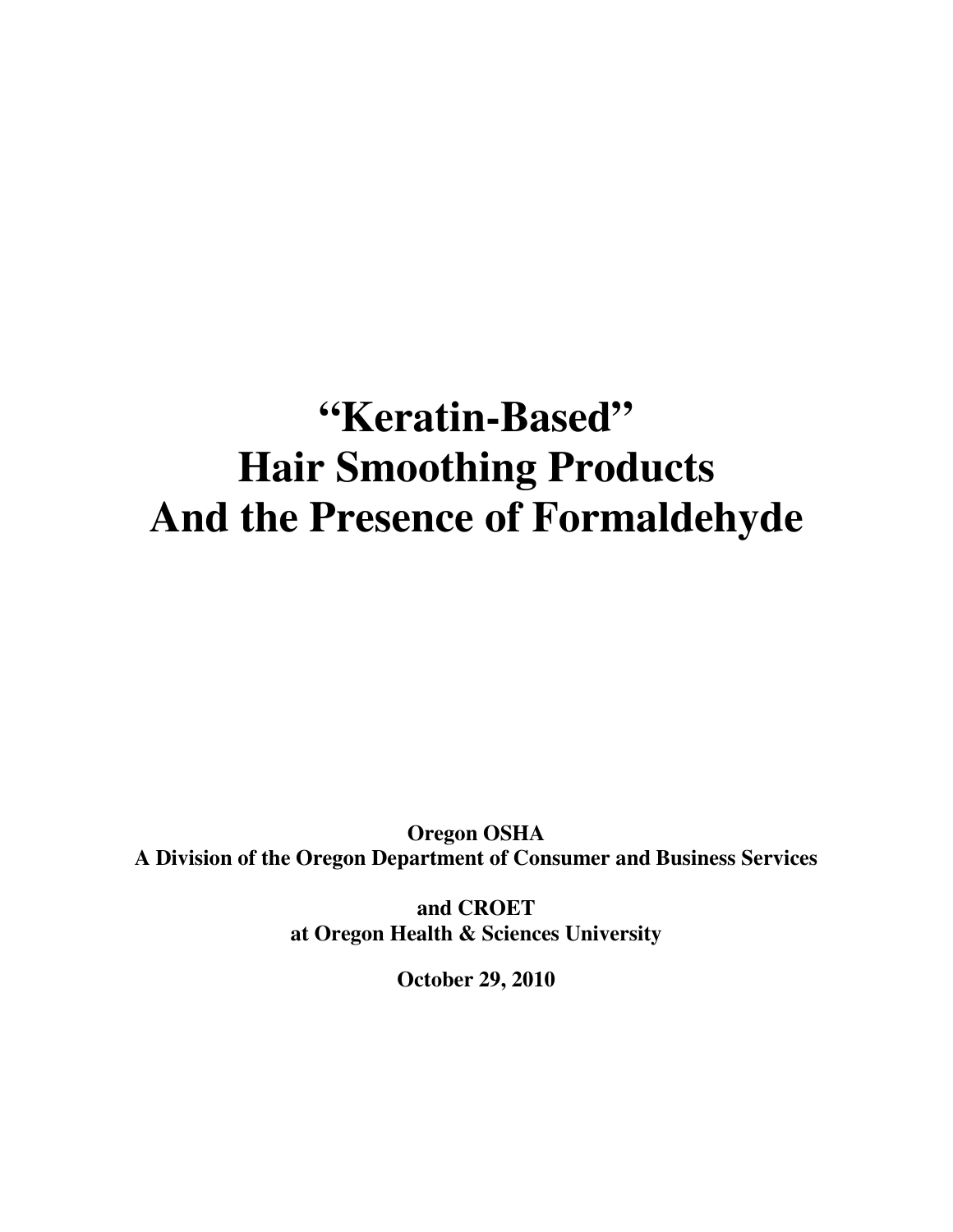# "Keratin-Based" Hair Smoothing Products And the Presence of Formaldehyde

**Oregon OSHA**
**A Division of the Oregon Department of Consumer and Business Services**

**and CROET**
**at Oregon Health & Sciences University**

**October 29, 2010**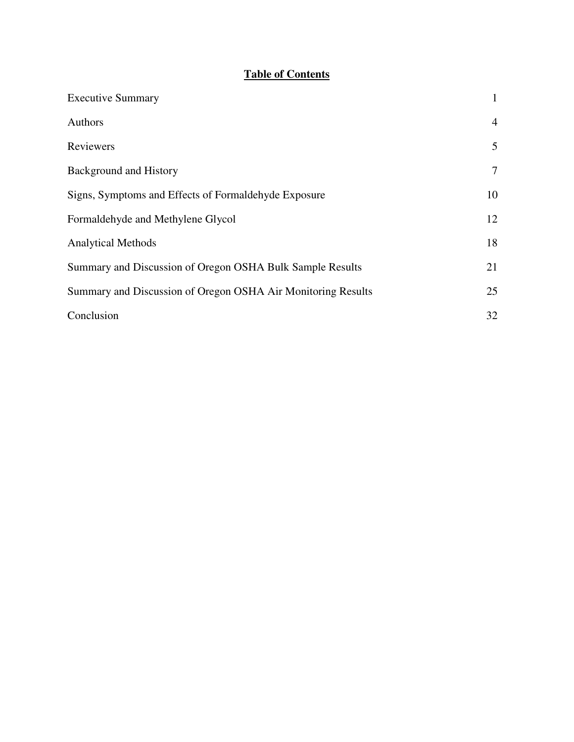# Table of Contents

| | |
|---|---|
| Executive Summary | 1 |
| Authors | 4 |
| Reviewers | 5 |
| Background and History | 7 |
| Signs, Symptoms and Effects of Formaldehyde Exposure | 10 |
| Formaldehyde and Methylene Glycol | 12 |
| Analytical Methods | 18 |
| Summary and Discussion of Oregon OSHA Bulk Sample Results | 21 |
| Summary and Discussion of Oregon OSHA Air Monitoring Results | 25 |
| Conclusion | 32 |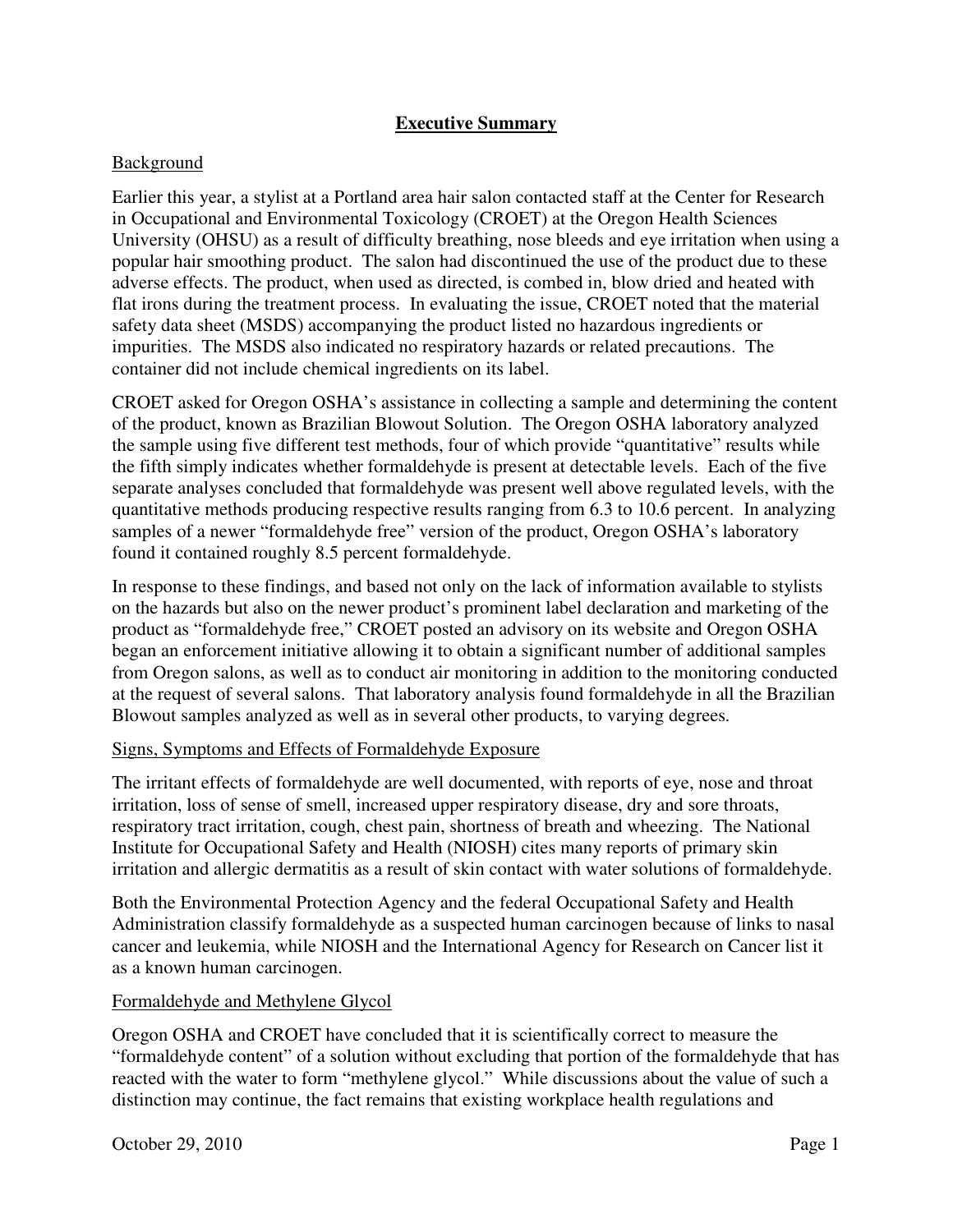## Executive Summary

### Background

Earlier this year, a stylist at a Portland area hair salon contacted staff at the Center for Research in Occupational and Environmental Toxicology (CROET) at the Oregon Health Sciences University (OHSU) as a result of difficulty breathing, nose bleeds and eye irritation when using a popular hair smoothing product. The salon had discontinued the use of the product due to these adverse effects. The product, when used as directed, is combed in, blow dried and heated with flat irons during the treatment process. In evaluating the issue, CROET noted that the material safety data sheet (MSDS) accompanying the product listed no hazardous ingredients or impurities. The MSDS also indicated no respiratory hazards or related precautions. The container did not include chemical ingredients on its label.

CROET asked for Oregon OSHA's assistance in collecting a sample and determining the content of the product, known as Brazilian Blowout Solution. The Oregon OSHA laboratory analyzed the sample using five different test methods, four of which provide "quantitative" results while the fifth simply indicates whether formaldehyde is present at detectable levels. Each of the five separate analyses concluded that formaldehyde was present well above regulated levels, with the quantitative methods producing respective results ranging from 6.3 to 10.6 percent. In analyzing samples of a newer "formaldehyde free" version of the product, Oregon OSHA's laboratory found it contained roughly 8.5 percent formaldehyde.

In response to these findings, and based not only on the lack of information available to stylists on the hazards but also on the newer product's prominent label declaration and marketing of the product as "formaldehyde free," CROET posted an advisory on its website and Oregon OSHA began an enforcement initiative allowing it to obtain a significant number of additional samples from Oregon salons, as well as to conduct air monitoring in addition to the monitoring conducted at the request of several salons. That laboratory analysis found formaldehyde in all the Brazilian Blowout samples analyzed as well as in several other products, to varying degrees.

### Signs, Symptoms and Effects of Formaldehyde Exposure

The irritant effects of formaldehyde are well documented, with reports of eye, nose and throat irritation, loss of sense of smell, increased upper respiratory disease, dry and sore throats, respiratory tract irritation, cough, chest pain, shortness of breath and wheezing. The National Institute for Occupational Safety and Health (NIOSH) cites many reports of primary skin irritation and allergic dermatitis as a result of skin contact with water solutions of formaldehyde.

Both the Environmental Protection Agency and the federal Occupational Safety and Health Administration classify formaldehyde as a suspected human carcinogen because of links to nasal cancer and leukemia, while NIOSH and the International Agency for Research on Cancer list it as a known human carcinogen.

### Formaldehyde and Methylene Glycol

Oregon OSHA and CROET have concluded that it is scientifically correct to measure the "formaldehyde content" of a solution without excluding that portion of the formaldehyde that has reacted with the water to form "methylene glycol." While discussions about the value of such a distinction may continue, the fact remains that existing workplace health regulations and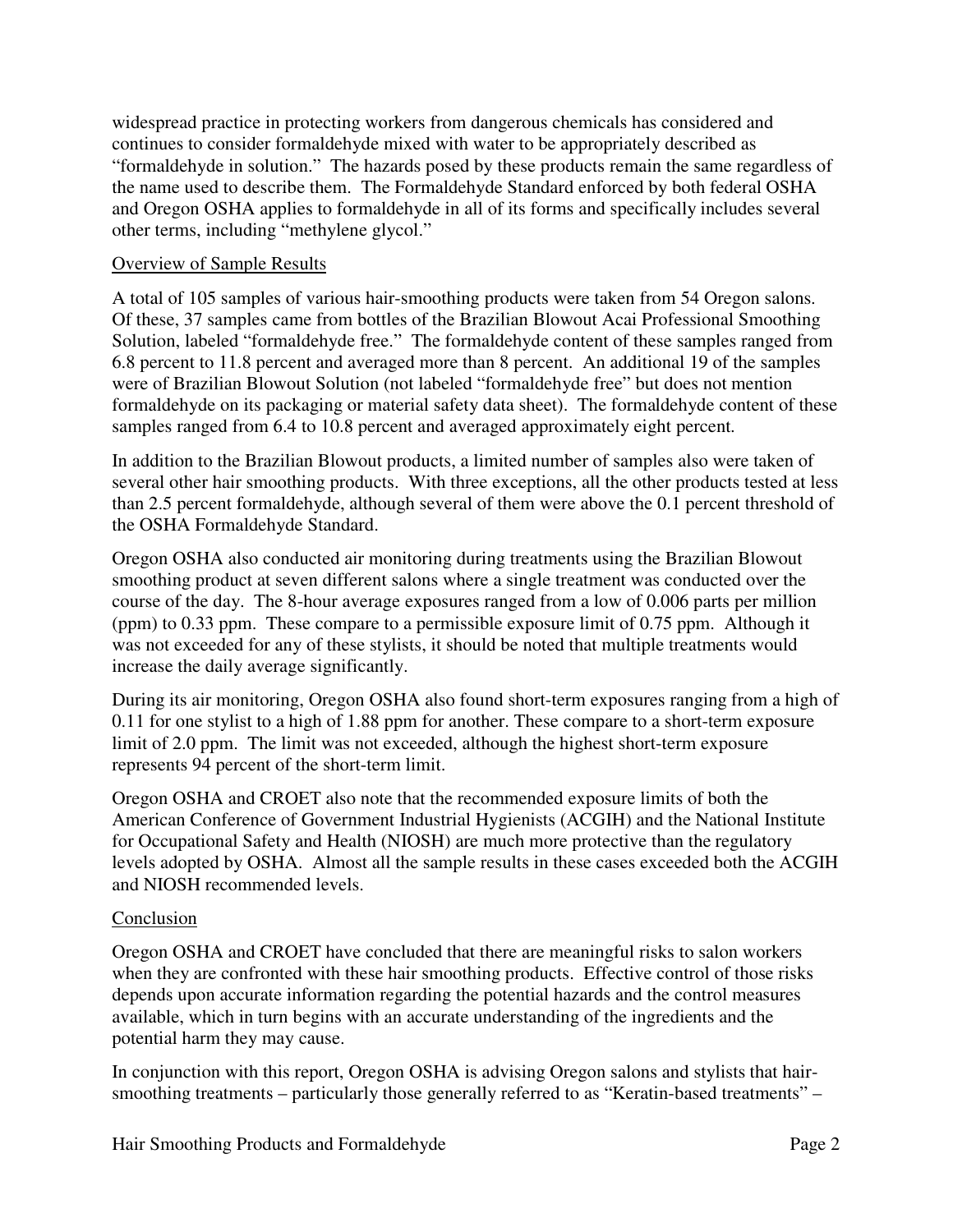widespread practice in protecting workers from dangerous chemicals has considered and continues to consider formaldehyde mixed with water to be appropriately described as "formaldehyde in solution." The hazards posed by these products remain the same regardless of the name used to describe them. The Formaldehyde Standard enforced by both federal OSHA and Oregon OSHA applies to formaldehyde in all of its forms and specifically includes several other terms, including "methylene glycol."

## Overview of Sample Results

A total of 105 samples of various hair-smoothing products were taken from 54 Oregon salons. Of these, 37 samples came from bottles of the Brazilian Blowout Acai Professional Smoothing Solution, labeled "formaldehyde free." The formaldehyde content of these samples ranged from 6.8 percent to 11.8 percent and averaged more than 8 percent. An additional 19 of the samples were of Brazilian Blowout Solution (not labeled "formaldehyde free" but does not mention formaldehyde on its packaging or material safety data sheet). The formaldehyde content of these samples ranged from 6.4 to 10.8 percent and averaged approximately eight percent.

In addition to the Brazilian Blowout products, a limited number of samples also were taken of several other hair smoothing products. With three exceptions, all the other products tested at less than 2.5 percent formaldehyde, although several of them were above the 0.1 percent threshold of the OSHA Formaldehyde Standard.

Oregon OSHA also conducted air monitoring during treatments using the Brazilian Blowout smoothing product at seven different salons where a single treatment was conducted over the course of the day. The 8-hour average exposures ranged from a low of 0.006 parts per million (ppm) to 0.33 ppm. These compare to a permissible exposure limit of 0.75 ppm. Although it was not exceeded for any of these stylists, it should be noted that multiple treatments would increase the daily average significantly.

During its air monitoring, Oregon OSHA also found short-term exposures ranging from a high of 0.11 for one stylist to a high of 1.88 ppm for another. These compare to a short-term exposure limit of 2.0 ppm. The limit was not exceeded, although the highest short-term exposure represents 94 percent of the short-term limit.

Oregon OSHA and CROET also note that the recommended exposure limits of both the American Conference of Government Industrial Hygienists (ACGIH) and the National Institute for Occupational Safety and Health (NIOSH) are much more protective than the regulatory levels adopted by OSHA. Almost all the sample results in these cases exceeded both the ACGIH and NIOSH recommended levels.

## Conclusion

Oregon OSHA and CROET have concluded that there are meaningful risks to salon workers when they are confronted with these hair smoothing products. Effective control of those risks depends upon accurate information regarding the potential hazards and the control measures available, which in turn begins with an accurate understanding of the ingredients and the potential harm they may cause.

In conjunction with this report, Oregon OSHA is advising Oregon salons and stylists that hair-smoothing treatments – particularly those generally referred to as "Keratin-based treatments" –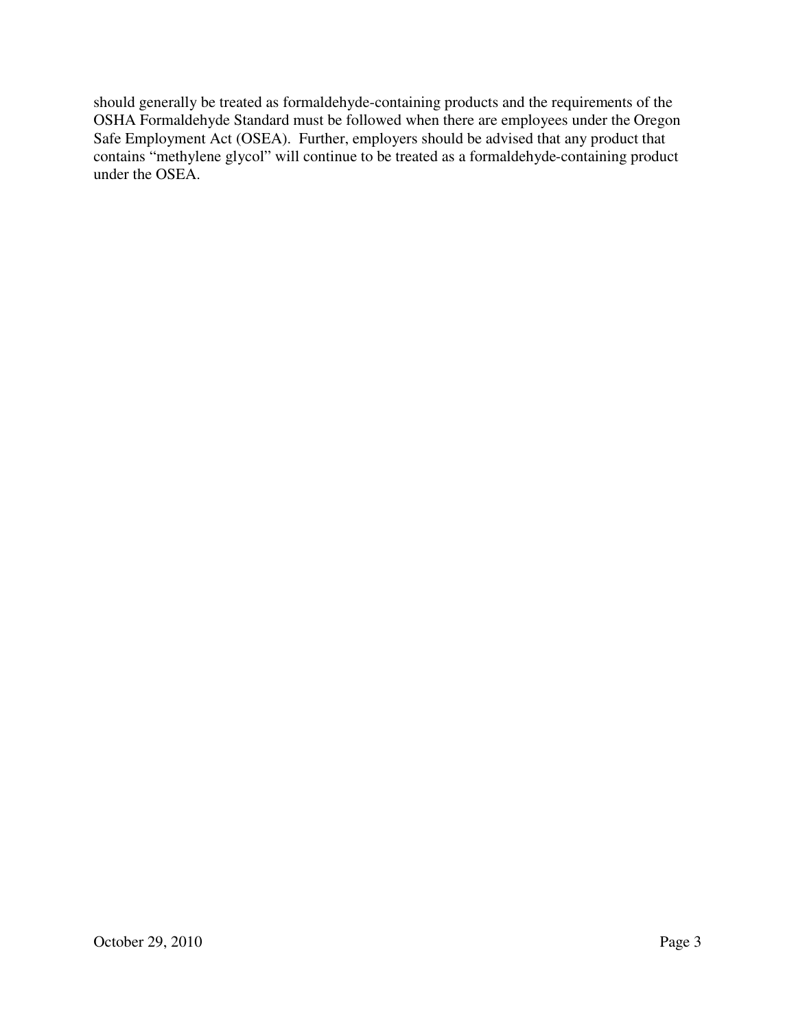should generally be treated as formaldehyde-containing products and the requirements of the OSHA Formaldehyde Standard must be followed when there are employees under the Oregon Safe Employment Act (OSEA). Further, employers should be advised that any product that contains "methylene glycol" will continue to be treated as a formaldehyde-containing product under the OSEA.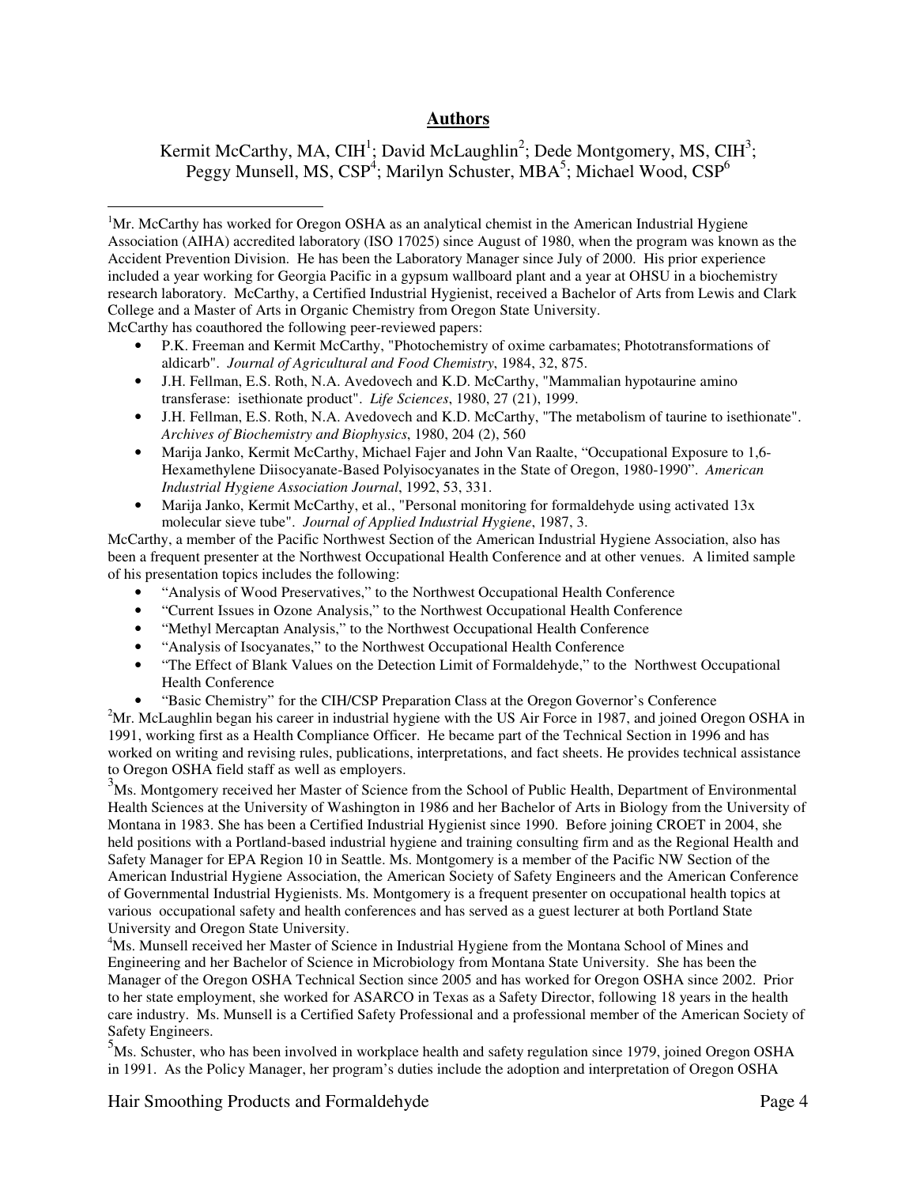## Authors

Kermit McCarthy, MA, CIH[1]; David McLaughlin[2]; Dede Montgomery, MS, CIH[3]; Peggy Munsell, MS, CSP[4]; Marilyn Schuster, MBA[5]; Michael Wood, CSP[6]

---

[1]Mr. McCarthy has worked for Oregon OSHA as an analytical chemist in the American Industrial Hygiene Association (AIHA) accredited laboratory (ISO 17025) since August of 1980, when the program was known as the Accident Prevention Division. He has been the Laboratory Manager since July of 2000. His prior experience included a year working for Georgia Pacific in a gypsum wallboard plant and a year at OHSU in a biochemistry research laboratory. McCarthy, a Certified Industrial Hygienist, received a Bachelor of Arts from Lewis and Clark College and a Master of Arts in Organic Chemistry from Oregon State University.
McCarthy has coauthored the following peer-reviewed papers:

- P.K. Freeman and Kermit McCarthy, "Photochemistry of oxime carbamates; Phototransformations of aldicarb". *Journal of Agricultural and Food Chemistry*, 1984, 32, 875.
- J.H. Fellman, E.S. Roth, N.A. Avedovech and K.D. McCarthy, "Mammalian hypotaurine amino transferase: isethionate product". *Life Sciences*, 1980, 27 (21), 1999.
- J.H. Fellman, E.S. Roth, N.A. Avedovech and K.D. McCarthy, "The metabolism of taurine to isethionate". *Archives of Biochemistry and Biophysics*, 1980, 204 (2), 560
- Marija Janko, Kermit McCarthy, Michael Fajer and John Van Raalte, "Occupational Exposure to 1,6-Hexamethylene Diisocyanate-Based Polyisocyanates in the State of Oregon, 1980-1990". *American Industrial Hygiene Association Journal*, 1992, 53, 331.
- Marija Janko, Kermit McCarthy, et al., "Personal monitoring for formaldehyde using activated 13x molecular sieve tube". *Journal of Applied Industrial Hygiene*, 1987, 3.

McCarthy, a member of the Pacific Northwest Section of the American Industrial Hygiene Association, also has been a frequent presenter at the Northwest Occupational Health Conference and at other venues. A limited sample of his presentation topics includes the following:

- "Analysis of Wood Preservatives," to the Northwest Occupational Health Conference
- "Current Issues in Ozone Analysis," to the Northwest Occupational Health Conference
- "Methyl Mercaptan Analysis," to the Northwest Occupational Health Conference
- "Analysis of Isocyanates," to the Northwest Occupational Health Conference
- "The Effect of Blank Values on the Detection Limit of Formaldehyde," to the Northwest Occupational Health Conference
- "Basic Chemistry" for the CIH/CSP Preparation Class at the Oregon Governor's Conference

[2]Mr. McLaughlin began his career in industrial hygiene with the US Air Force in 1987, and joined Oregon OSHA in 1991, working first as a Health Compliance Officer. He became part of the Technical Section in 1996 and has worked on writing and revising rules, publications, interpretations, and fact sheets. He provides technical assistance to Oregon OSHA field staff as well as employers.

[3]Ms. Montgomery received her Master of Science from the School of Public Health, Department of Environmental Health Sciences at the University of Washington in 1986 and her Bachelor of Arts in Biology from the University of Montana in 1983. She has been a Certified Industrial Hygienist since 1990. Before joining CROET in 2004, she held positions with a Portland-based industrial hygiene and training consulting firm and as the Regional Health and Safety Manager for EPA Region 10 in Seattle. Ms. Montgomery is a member of the Pacific NW Section of the American Industrial Hygiene Association, the American Society of Safety Engineers and the American Conference of Governmental Industrial Hygienists. Ms. Montgomery is a frequent presenter on occupational health topics at various occupational safety and health conferences and has served as a guest lecturer at both Portland State University and Oregon State University.

[4]Ms. Munsell received her Master of Science in Industrial Hygiene from the Montana School of Mines and Engineering and her Bachelor of Science in Microbiology from Montana State University. She has been the Manager of the Oregon OSHA Technical Section since 2005 and has worked for Oregon OSHA since 2002. Prior to her state employment, she worked for ASARCO in Texas as a Safety Director, following 18 years in the health care industry. Ms. Munsell is a Certified Safety Professional and a professional member of the American Society of Safety Engineers.

[5]Ms. Schuster, who has been involved in workplace health and safety regulation since 1979, joined Oregon OSHA in 1991. As the Policy Manager, her program's duties include the adoption and interpretation of Oregon OSHA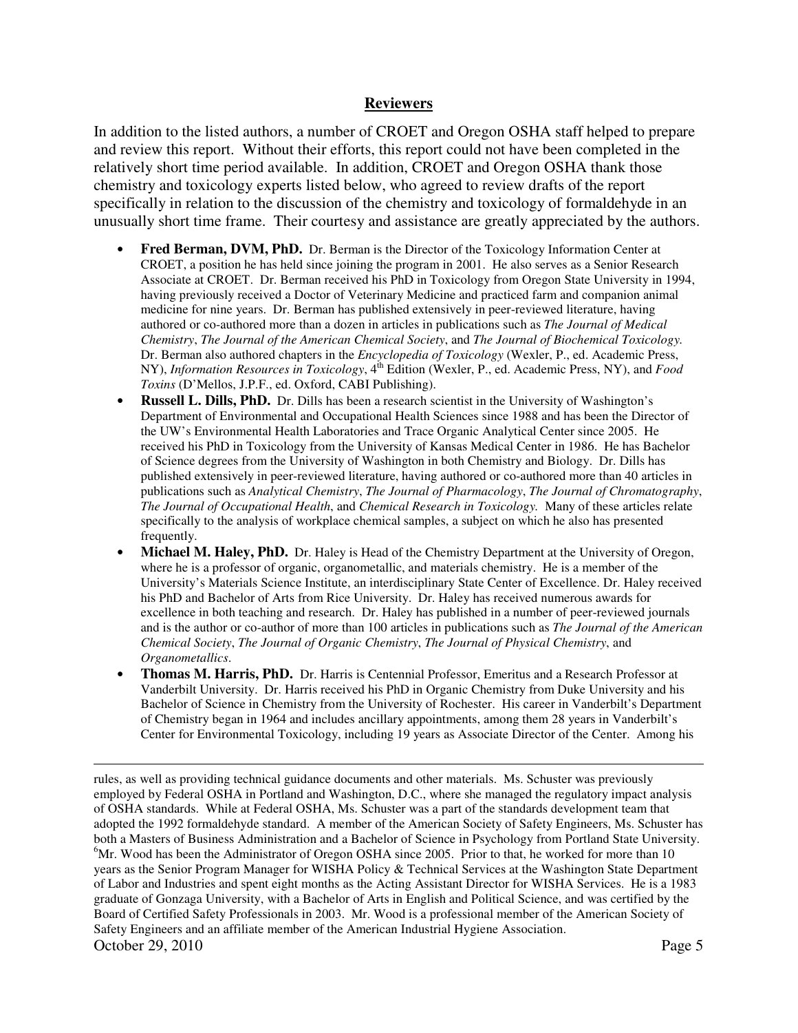## Reviewers

In addition to the listed authors, a number of CROET and Oregon OSHA staff helped to prepare and review this report. Without their efforts, this report could not have been completed in the relatively short time period available. In addition, CROET and Oregon OSHA thank those chemistry and toxicology experts listed below, who agreed to review drafts of the report specifically in relation to the discussion of the chemistry and toxicology of formaldehyde in an unusually short time frame. Their courtesy and assistance are greatly appreciated by the authors.

- **Fred Berman, DVM, PhD.** Dr. Berman is the Director of the Toxicology Information Center at CROET, a position he has held since joining the program in 2001. He also serves as a Senior Research Associate at CROET. Dr. Berman received his PhD in Toxicology from Oregon State University in 1994, having previously received a Doctor of Veterinary Medicine and practiced farm and companion animal medicine for nine years. Dr. Berman has published extensively in peer-reviewed literature, having authored or co-authored more than a dozen in articles in publications such as *The Journal of Medical Chemistry*, *The Journal of the American Chemical Society*, and *The Journal of Biochemical Toxicology.* Dr. Berman also authored chapters in the *Encyclopedia of Toxicology* (Wexler, P., ed. Academic Press, NY), *Information Resources in Toxicology*, 4th Edition (Wexler, P., ed. Academic Press, NY), and *Food Toxins* (D'Mellos, J.P.F., ed. Oxford, CABI Publishing).
- **Russell L. Dills, PhD.** Dr. Dills has been a research scientist in the University of Washington's Department of Environmental and Occupational Health Sciences since 1988 and has been the Director of the UW's Environmental Health Laboratories and Trace Organic Analytical Center since 2005. He received his PhD in Toxicology from the University of Kansas Medical Center in 1986. He has Bachelor of Science degrees from the University of Washington in both Chemistry and Biology. Dr. Dills has published extensively in peer-reviewed literature, having authored or co-authored more than 40 articles in publications such as *Analytical Chemistry*, *The Journal of Pharmacology*, *The Journal of Chromatography*, *The Journal of Occupational Health*, and *Chemical Research in Toxicology.* Many of these articles relate specifically to the analysis of workplace chemical samples, a subject on which he also has presented frequently.
- **Michael M. Haley, PhD.** Dr. Haley is Head of the Chemistry Department at the University of Oregon, where he is a professor of organic, organometallic, and materials chemistry. He is a member of the University's Materials Science Institute, an interdisciplinary State Center of Excellence. Dr. Haley received his PhD and Bachelor of Arts from Rice University. Dr. Haley has received numerous awards for excellence in both teaching and research. Dr. Haley has published in a number of peer-reviewed journals and is the author or co-author of more than 100 articles in publications such as *The Journal of the American Chemical Society*, *The Journal of Organic Chemistry*, *The Journal of Physical Chemistry*, and *Organometallics*.
- **Thomas M. Harris, PhD.** Dr. Harris is Centennial Professor, Emeritus and a Research Professor at Vanderbilt University. Dr. Harris received his PhD in Organic Chemistry from Duke University and his Bachelor of Science in Chemistry from the University of Rochester. His career in Vanderbilt's Department of Chemistry began in 1964 and includes ancillary appointments, among them 28 years in Vanderbilt's Center for Environmental Toxicology, including 19 years as Associate Director of the Center. Among his

---

rules, as well as providing technical guidance documents and other materials. Ms. Schuster was previously employed by Federal OSHA in Portland and Washington, D.C., where she managed the regulatory impact analysis of OSHA standards. While at Federal OSHA, Ms. Schuster was a part of the standards development team that adopted the 1992 formaldehyde standard. A member of the American Society of Safety Engineers, Ms. Schuster has both a Masters of Business Administration and a Bachelor of Science in Psychology from Portland State University.

[6] Mr. Wood has been the Administrator of Oregon OSHA since 2005. Prior to that, he worked for more than 10 years as the Senior Program Manager for WISHA Policy & Technical Services at the Washington State Department of Labor and Industries and spent eight months as the Acting Assistant Director for WISHA Services. He is a 1983 graduate of Gonzaga University, with a Bachelor of Arts in English and Political Science, and was certified by the Board of Certified Safety Professionals in 2003. Mr. Wood is a professional member of the American Society of Safety Engineers and an affiliate member of the American Industrial Hygiene Association.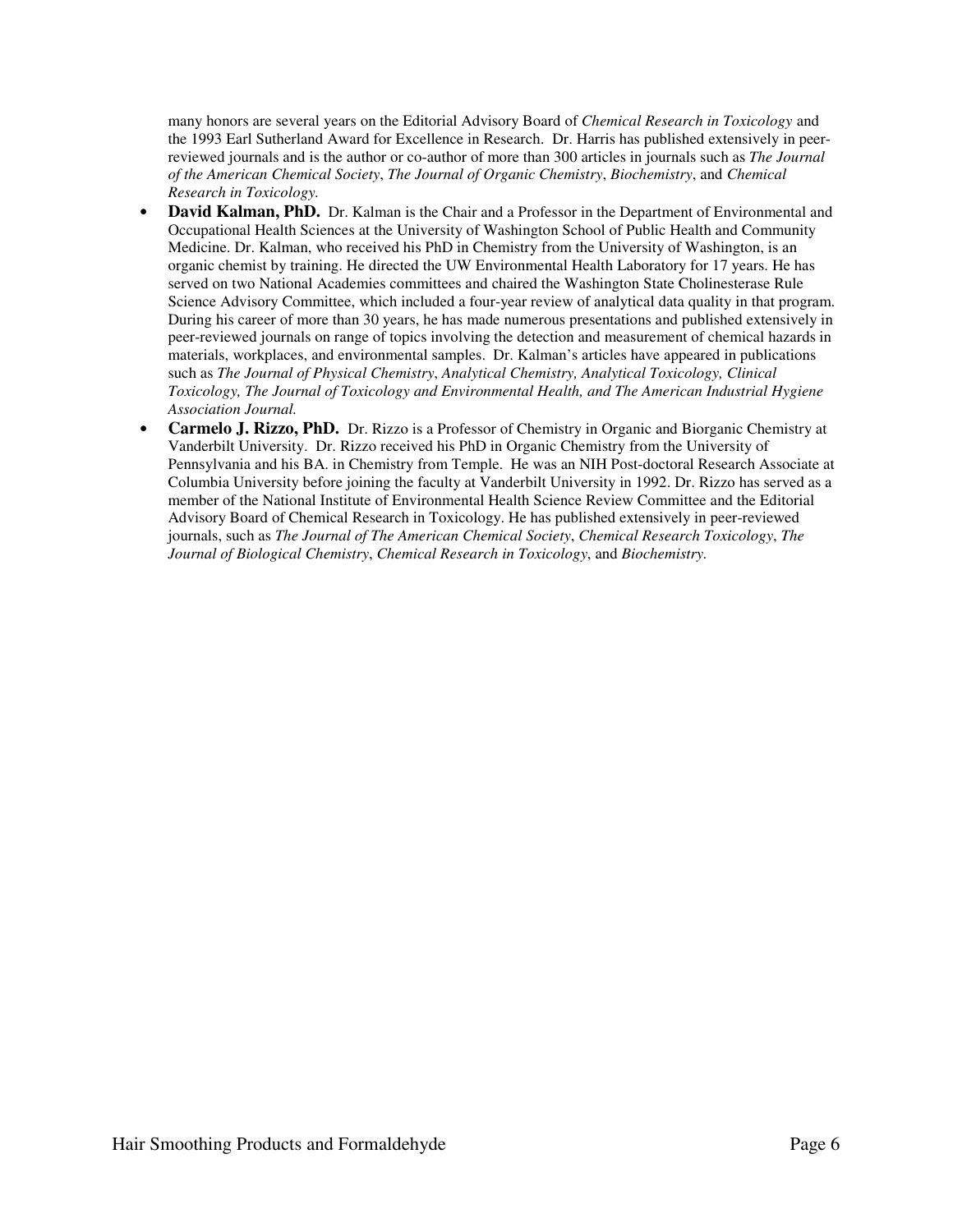many honors are several years on the Editorial Advisory Board of *Chemical Research in Toxicology* and the 1993 Earl Sutherland Award for Excellence in Research. Dr. Harris has published extensively in peer-reviewed journals and is the author or co-author of more than 300 articles in journals such as *The Journal of the American Chemical Society*, *The Journal of Organic Chemistry*, *Biochemistry*, and *Chemical Research in Toxicology.*

- **David Kalman, PhD.** Dr. Kalman is the Chair and a Professor in the Department of Environmental and Occupational Health Sciences at the University of Washington School of Public Health and Community Medicine. Dr. Kalman, who received his PhD in Chemistry from the University of Washington, is an organic chemist by training. He directed the UW Environmental Health Laboratory for 17 years. He has served on two National Academies committees and chaired the Washington State Cholinesterase Rule Science Advisory Committee, which included a four-year review of analytical data quality in that program. During his career of more than 30 years, he has made numerous presentations and published extensively in peer-reviewed journals on range of topics involving the detection and measurement of chemical hazards in materials, workplaces, and environmental samples. Dr. Kalman's articles have appeared in publications such as *The Journal of Physical Chemistry*, *Analytical Chemistry, Analytical Toxicology, Clinical Toxicology, The Journal of Toxicology and Environmental Health, and The American Industrial Hygiene Association Journal.*
- **Carmelo J. Rizzo, PhD.** Dr. Rizzo is a Professor of Chemistry in Organic and Biorganic Chemistry at Vanderbilt University. Dr. Rizzo received his PhD in Organic Chemistry from the University of Pennsylvania and his BA. in Chemistry from Temple. He was an NIH Post-doctoral Research Associate at Columbia University before joining the faculty at Vanderbilt University in 1992. Dr. Rizzo has served as a member of the National Institute of Environmental Health Science Review Committee and the Editorial Advisory Board of Chemical Research in Toxicology. He has published extensively in peer-reviewed journals, such as *The Journal of The American Chemical Society*, *Chemical Research Toxicology*, *The Journal of Biological Chemistry*, *Chemical Research in Toxicology*, and *Biochemistry.*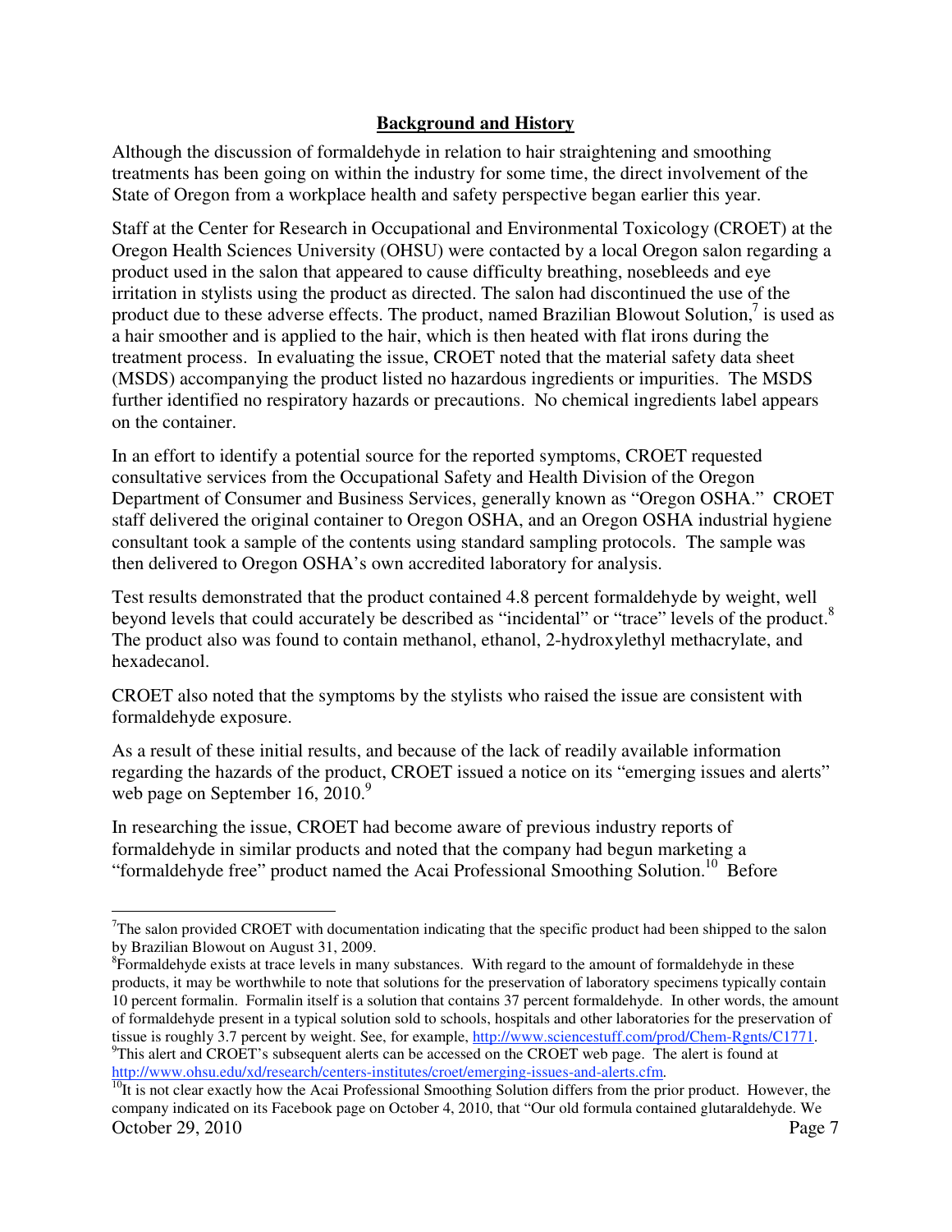## Background and History

Although the discussion of formaldehyde in relation to hair straightening and smoothing treatments has been going on within the industry for some time, the direct involvement of the State of Oregon from a workplace health and safety perspective began earlier this year.

Staff at the Center for Research in Occupational and Environmental Toxicology (CROET) at the Oregon Health Sciences University (OHSU) were contacted by a local Oregon salon regarding a product used in the salon that appeared to cause difficulty breathing, nosebleeds and eye irritation in stylists using the product as directed. The salon had discontinued the use of the product due to these adverse effects. The product, named Brazilian Blowout Solution,[7] is used as a hair smoother and is applied to the hair, which is then heated with flat irons during the treatment process. In evaluating the issue, CROET noted that the material safety data sheet (MSDS) accompanying the product listed no hazardous ingredients or impurities. The MSDS further identified no respiratory hazards or precautions. No chemical ingredients label appears on the container.

In an effort to identify a potential source for the reported symptoms, CROET requested consultative services from the Occupational Safety and Health Division of the Oregon Department of Consumer and Business Services, generally known as "Oregon OSHA." CROET staff delivered the original container to Oregon OSHA, and an Oregon OSHA industrial hygiene consultant took a sample of the contents using standard sampling protocols. The sample was then delivered to Oregon OSHA's own accredited laboratory for analysis.

Test results demonstrated that the product contained 4.8 percent formaldehyde by weight, well beyond levels that could accurately be described as "incidental" or "trace" levels of the product.[8] The product also was found to contain methanol, ethanol, 2-hydroxylethyl methacrylate, and hexadecanol.

CROET also noted that the symptoms by the stylists who raised the issue are consistent with formaldehyde exposure.

As a result of these initial results, and because of the lack of readily available information regarding the hazards of the product, CROET issued a notice on its "emerging issues and alerts" web page on September 16, 2010.[9]

In researching the issue, CROET had become aware of previous industry reports of formaldehyde in similar products and noted that the company had begun marketing a "formaldehyde free" product named the Acai Professional Smoothing Solution.[10] Before

---

[7]The salon provided CROET with documentation indicating that the specific product had been shipped to the salon by Brazilian Blowout on August 31, 2009.

[8]Formaldehyde exists at trace levels in many substances. With regard to the amount of formaldehyde in these products, it may be worthwhile to note that solutions for the preservation of laboratory specimens typically contain 10 percent formalin. Formalin itself is a solution that contains 37 percent formaldehyde. In other words, the amount of formaldehyde present in a typical solution sold to schools, hospitals and other laboratories for the preservation of tissue is roughly 3.7 percent by weight. See, for example, http://www.sciencestuff.com/prod/Chem-Rgnts/C1771.

[9]This alert and CROET's subsequent alerts can be accessed on the CROET web page. The alert is found at http://www.ohsu.edu/xd/research/centers-institutes/croet/emerging-issues-and-alerts.cfm.

[10]It is not clear exactly how the Acai Professional Smoothing Solution differs from the prior product. However, the company indicated on its Facebook page on October 4, 2010, that "Our old formula contained glutaraldehyde. We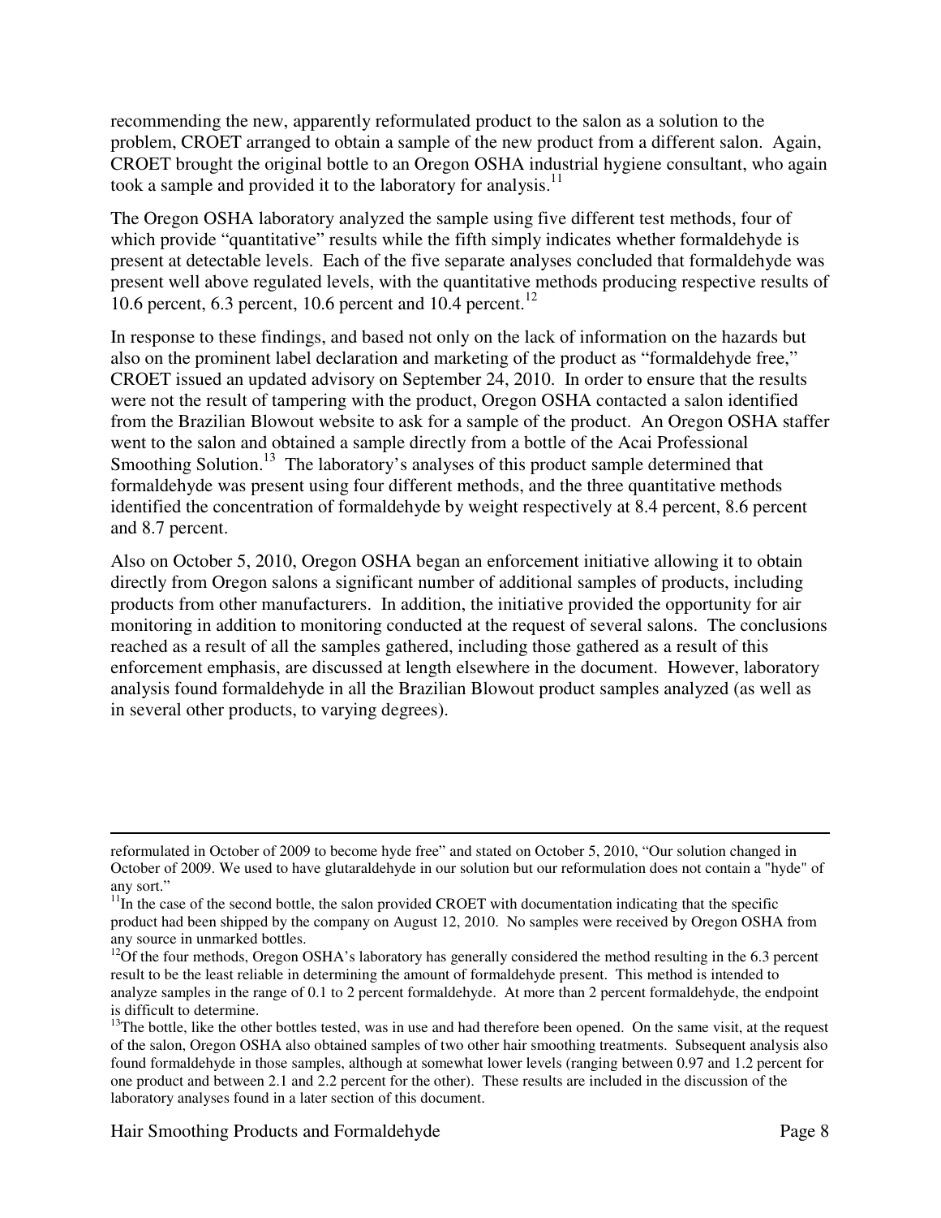recommending the new, apparently reformulated product to the salon as a solution to the problem, CROET arranged to obtain a sample of the new product from a different salon. Again, CROET brought the original bottle to an Oregon OSHA industrial hygiene consultant, who again took a sample and provided it to the laboratory for analysis.[11]

The Oregon OSHA laboratory analyzed the sample using five different test methods, four of which provide "quantitative" results while the fifth simply indicates whether formaldehyde is present at detectable levels. Each of the five separate analyses concluded that formaldehyde was present well above regulated levels, with the quantitative methods producing respective results of 10.6 percent, 6.3 percent, 10.6 percent and 10.4 percent.[12]

In response to these findings, and based not only on the lack of information on the hazards but also on the prominent label declaration and marketing of the product as "formaldehyde free," CROET issued an updated advisory on September 24, 2010. In order to ensure that the results were not the result of tampering with the product, Oregon OSHA contacted a salon identified from the Brazilian Blowout website to ask for a sample of the product. An Oregon OSHA staffer went to the salon and obtained a sample directly from a bottle of the Acai Professional Smoothing Solution.[13] The laboratory's analyses of this product sample determined that formaldehyde was present using four different methods, and the three quantitative methods identified the concentration of formaldehyde by weight respectively at 8.4 percent, 8.6 percent and 8.7 percent.

Also on October 5, 2010, Oregon OSHA began an enforcement initiative allowing it to obtain directly from Oregon salons a significant number of additional samples of products, including products from other manufacturers. In addition, the initiative provided the opportunity for air monitoring in addition to monitoring conducted at the request of several salons. The conclusions reached as a result of all the samples gathered, including those gathered as a result of this enforcement emphasis, are discussed at length elsewhere in the document. However, laboratory analysis found formaldehyde in all the Brazilian Blowout product samples analyzed (as well as in several other products, to varying degrees).

---

reformulated in October of 2009 to become hyde free" and stated on October 5, 2010, "Our solution changed in October of 2009. We used to have glutaraldehyde in our solution but our reformulation does not contain a "hyde" of any sort."

[11] In the case of the second bottle, the salon provided CROET with documentation indicating that the specific product had been shipped by the company on August 12, 2010. No samples were received by Oregon OSHA from any source in unmarked bottles.

[12] Of the four methods, Oregon OSHA's laboratory has generally considered the method resulting in the 6.3 percent result to be the least reliable in determining the amount of formaldehyde present. This method is intended to analyze samples in the range of 0.1 to 2 percent formaldehyde. At more than 2 percent formaldehyde, the endpoint is difficult to determine.

[13] The bottle, like the other bottles tested, was in use and had therefore been opened. On the same visit, at the request of the salon, Oregon OSHA also obtained samples of two other hair smoothing treatments. Subsequent analysis also found formaldehyde in those samples, although at somewhat lower levels (ranging between 0.97 and 1.2 percent for one product and between 2.1 and 2.2 percent for the other). These results are included in the discussion of the laboratory analyses found in a later section of this document.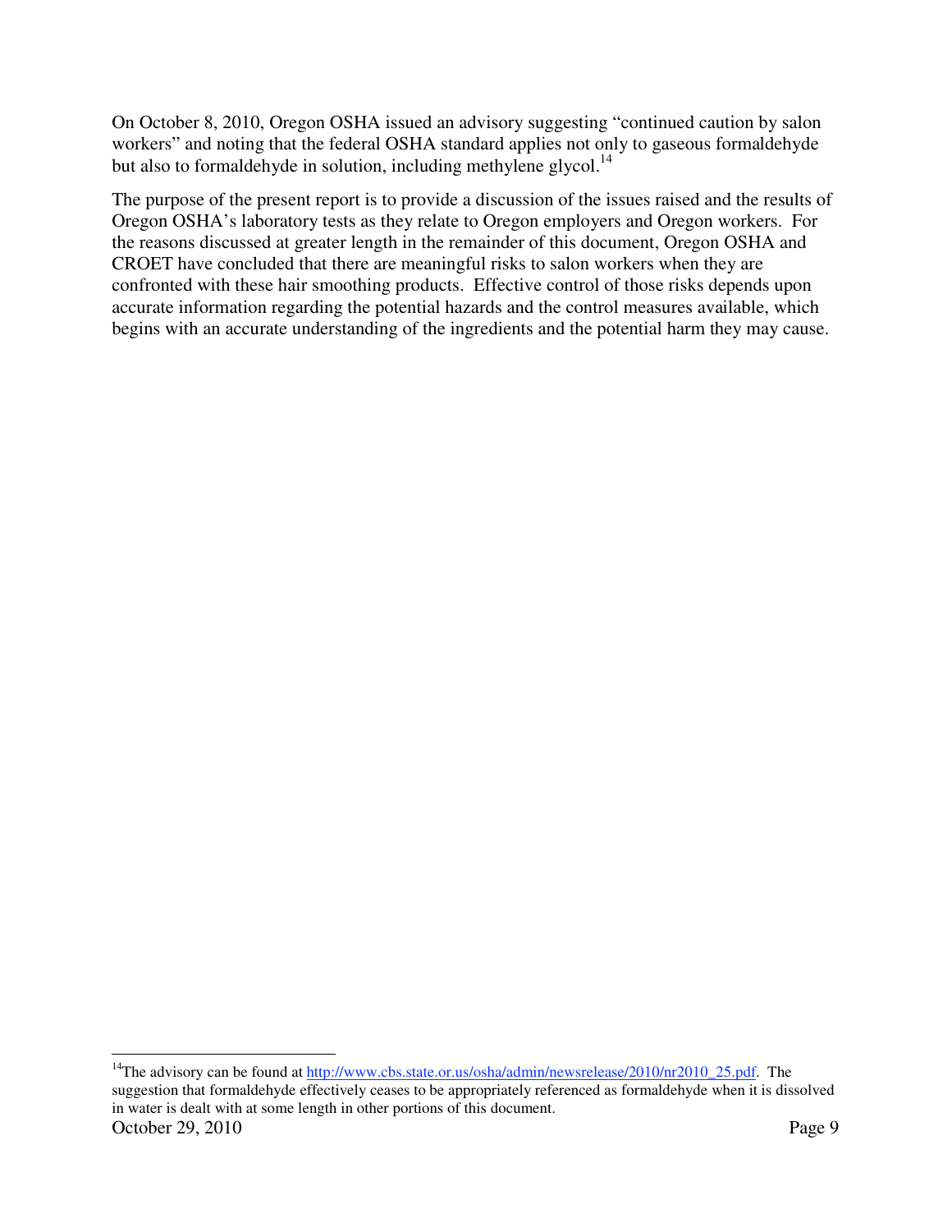On October 8, 2010, Oregon OSHA issued an advisory suggesting "continued caution by salon workers" and noting that the federal OSHA standard applies not only to gaseous formaldehyde but also to formaldehyde in solution, including methylene glycol.[14]

The purpose of the present report is to provide a discussion of the issues raised and the results of Oregon OSHA's laboratory tests as they relate to Oregon employers and Oregon workers. For the reasons discussed at greater length in the remainder of this document, Oregon OSHA and CROET have concluded that there are meaningful risks to salon workers when they are confronted with these hair smoothing products. Effective control of those risks depends upon accurate information regarding the potential hazards and the control measures available, which begins with an accurate understanding of the ingredients and the potential harm they may cause.

---

[14]The advisory can be found at http://www.cbs.state.or.us/osha/admin/newsrelease/2010/nr2010_25.pdf. The suggestion that formaldehyde effectively ceases to be appropriately referenced as formaldehyde when it is dissolved in water is dealt with at some length in other portions of this document.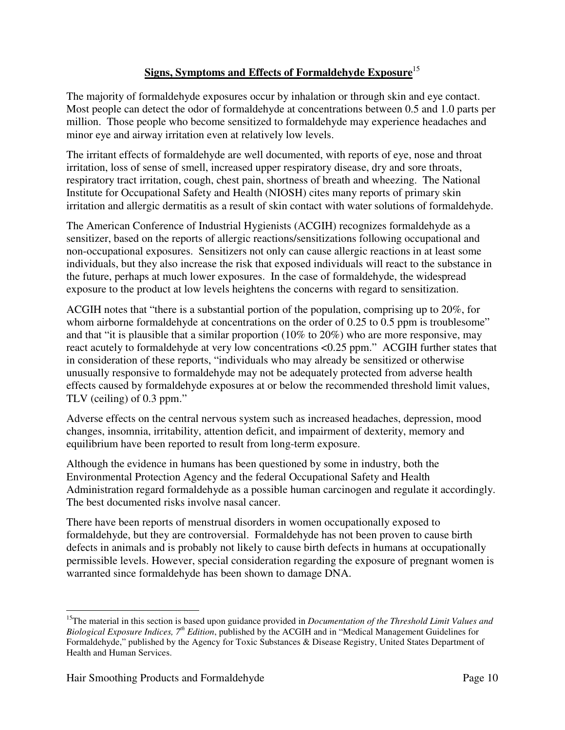## **Signs, Symptoms and Effects of Formaldehyde Exposure**[15]

The majority of formaldehyde exposures occur by inhalation or through skin and eye contact. Most people can detect the odor of formaldehyde at concentrations between 0.5 and 1.0 parts per million. Those people who become sensitized to formaldehyde may experience headaches and minor eye and airway irritation even at relatively low levels.

The irritant effects of formaldehyde are well documented, with reports of eye, nose and throat irritation, loss of sense of smell, increased upper respiratory disease, dry and sore throats, respiratory tract irritation, cough, chest pain, shortness of breath and wheezing. The National Institute for Occupational Safety and Health (NIOSH) cites many reports of primary skin irritation and allergic dermatitis as a result of skin contact with water solutions of formaldehyde.

The American Conference of Industrial Hygienists (ACGIH) recognizes formaldehyde as a sensitizer, based on the reports of allergic reactions/sensitizations following occupational and non-occupational exposures. Sensitizers not only can cause allergic reactions in at least some individuals, but they also increase the risk that exposed individuals will react to the substance in the future, perhaps at much lower exposures. In the case of formaldehyde, the widespread exposure to the product at low levels heightens the concerns with regard to sensitization.

ACGIH notes that "there is a substantial portion of the population, comprising up to 20%, for whom airborne formaldehyde at concentrations on the order of 0.25 to 0.5 ppm is troublesome" and that "it is plausible that a similar proportion (10% to 20%) who are more responsive, may react acutely to formaldehyde at very low concentrations <0.25 ppm." ACGIH further states that in consideration of these reports, "individuals who may already be sensitized or otherwise unusually responsive to formaldehyde may not be adequately protected from adverse health effects caused by formaldehyde exposures at or below the recommended threshold limit values, TLV (ceiling) of 0.3 ppm."

Adverse effects on the central nervous system such as increased headaches, depression, mood changes, insomnia, irritability, attention deficit, and impairment of dexterity, memory and equilibrium have been reported to result from long-term exposure.

Although the evidence in humans has been questioned by some in industry, both the Environmental Protection Agency and the federal Occupational Safety and Health Administration regard formaldehyde as a possible human carcinogen and regulate it accordingly. The best documented risks involve nasal cancer.

There have been reports of menstrual disorders in women occupationally exposed to formaldehyde, but they are controversial. Formaldehyde has not been proven to cause birth defects in animals and is probably not likely to cause birth defects in humans at occupationally permissible levels. However, special consideration regarding the exposure of pregnant women is warranted since formaldehyde has been shown to damage DNA.

---

[15] The material in this section is based upon guidance provided in *Documentation of the Threshold Limit Values and Biological Exposure Indices, 7th Edition*, published by the ACGIH and in "Medical Management Guidelines for Formaldehyde," published by the Agency for Toxic Substances & Disease Registry, United States Department of Health and Human Services.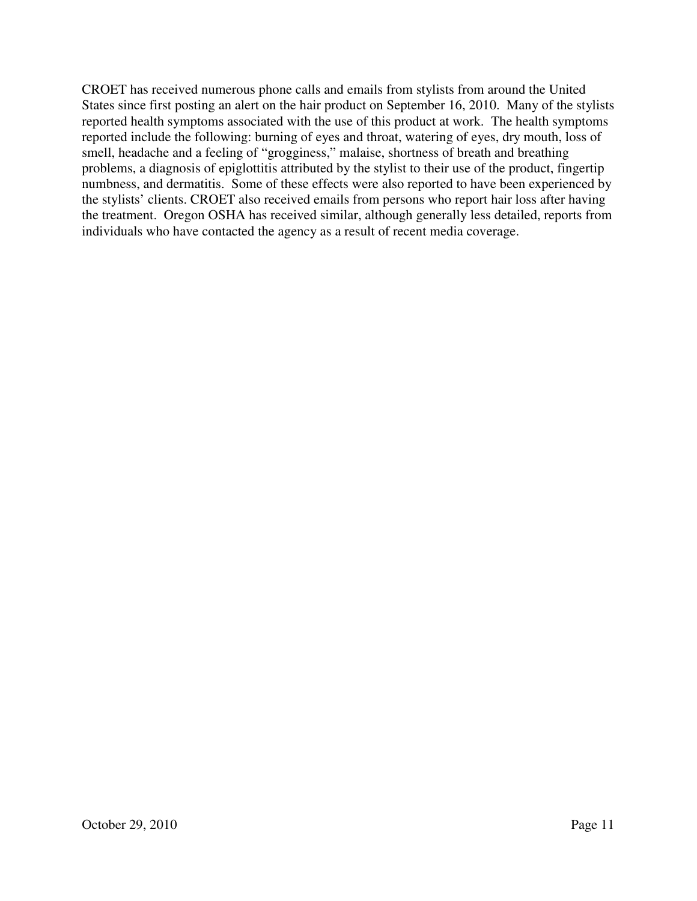CROET has received numerous phone calls and emails from stylists from around the United States since first posting an alert on the hair product on September 16, 2010. Many of the stylists reported health symptoms associated with the use of this product at work. The health symptoms reported include the following: burning of eyes and throat, watering of eyes, dry mouth, loss of smell, headache and a feeling of "grogginess," malaise, shortness of breath and breathing problems, a diagnosis of epiglottitis attributed by the stylist to their use of the product, fingertip numbness, and dermatitis. Some of these effects were also reported to have been experienced by the stylists' clients. CROET also received emails from persons who report hair loss after having the treatment. Oregon OSHA has received similar, although generally less detailed, reports from individuals who have contacted the agency as a result of recent media coverage.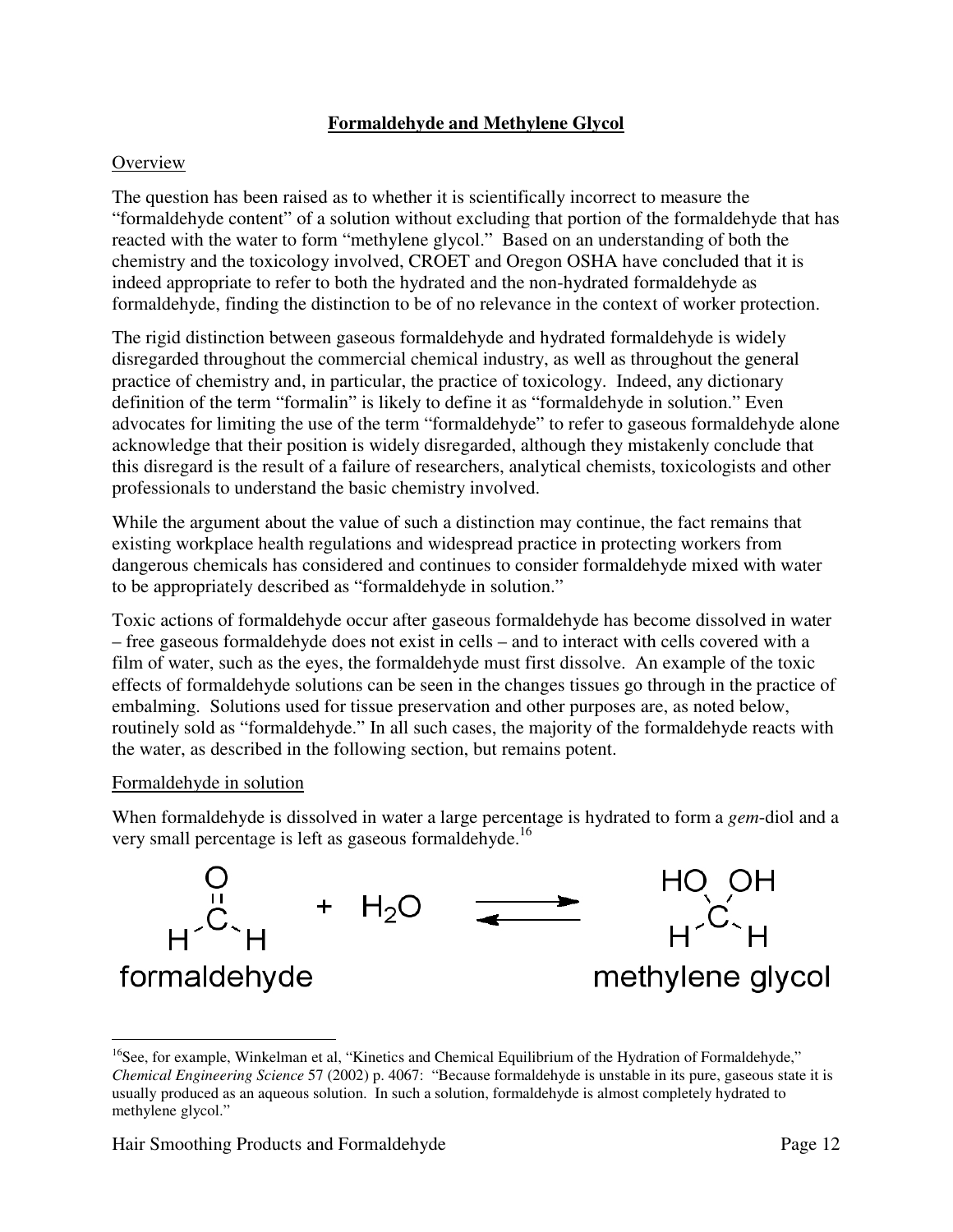## Formaldehyde and Methylene Glycol

### Overview

The question has been raised as to whether it is scientifically incorrect to measure the "formaldehyde content" of a solution without excluding that portion of the formaldehyde that has reacted with the water to form "methylene glycol." Based on an understanding of both the chemistry and the toxicology involved, CROET and Oregon OSHA have concluded that it is indeed appropriate to refer to both the hydrated and the non-hydrated formaldehyde as formaldehyde, finding the distinction to be of no relevance in the context of worker protection.

The rigid distinction between gaseous formaldehyde and hydrated formaldehyde is widely disregarded throughout the commercial chemical industry, as well as throughout the general practice of chemistry and, in particular, the practice of toxicology. Indeed, any dictionary definition of the term "formalin" is likely to define it as "formaldehyde in solution." Even advocates for limiting the use of the term "formaldehyde" to refer to gaseous formaldehyde alone acknowledge that their position is widely disregarded, although they mistakenly conclude that this disregard is the result of a failure of researchers, analytical chemists, toxicologists and other professionals to understand the basic chemistry involved.

While the argument about the value of such a distinction may continue, the fact remains that existing workplace health regulations and widespread practice in protecting workers from dangerous chemicals has considered and continues to consider formaldehyde mixed with water to be appropriately described as "formaldehyde in solution."

Toxic actions of formaldehyde occur after gaseous formaldehyde has become dissolved in water – free gaseous formaldehyde does not exist in cells – and to interact with cells covered with a film of water, such as the eyes, the formaldehyde must first dissolve. An example of the toxic effects of formaldehyde solutions can be seen in the changes tissues go through in the practice of embalming. Solutions used for tissue preservation and other purposes are, as noted below, routinely sold as "formaldehyde." In all such cases, the majority of the formaldehyde reacts with the water, as described in the following section, but remains potent.

### Formaldehyde in solution

When formaldehyde is dissolved in water a large percentage is hydrated to form a *gem*-diol and a very small percentage is left as gaseous formaldehyde.[16]

$$H_2C{=}O + H_2O \rightleftharpoons H_2C(OH)_2$$

formaldehyde                methylene glycol

---

[16]See, for example, Winkelman et al, "Kinetics and Chemical Equilibrium of the Hydration of Formaldehyde," *Chemical Engineering Science* 57 (2002) p. 4067: "Because formaldehyde is unstable in its pure, gaseous state it is usually produced as an aqueous solution. In such a solution, formaldehyde is almost completely hydrated to methylene glycol."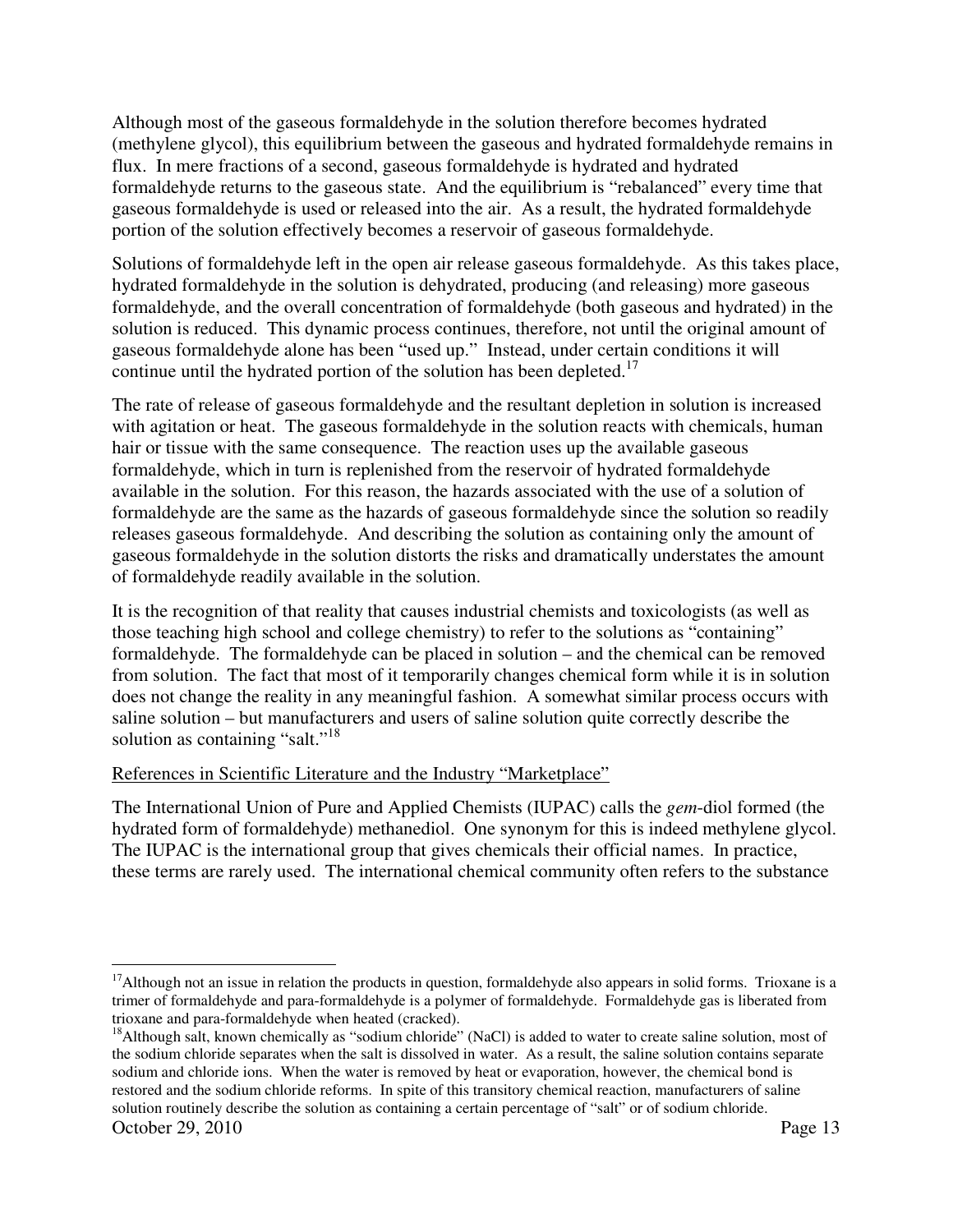Although most of the gaseous formaldehyde in the solution therefore becomes hydrated (methylene glycol), this equilibrium between the gaseous and hydrated formaldehyde remains in flux. In mere fractions of a second, gaseous formaldehyde is hydrated and hydrated formaldehyde returns to the gaseous state. And the equilibrium is "rebalanced" every time that gaseous formaldehyde is used or released into the air. As a result, the hydrated formaldehyde portion of the solution effectively becomes a reservoir of gaseous formaldehyde.

Solutions of formaldehyde left in the open air release gaseous formaldehyde. As this takes place, hydrated formaldehyde in the solution is dehydrated, producing (and releasing) more gaseous formaldehyde, and the overall concentration of formaldehyde (both gaseous and hydrated) in the solution is reduced. This dynamic process continues, therefore, not until the original amount of gaseous formaldehyde alone has been "used up." Instead, under certain conditions it will continue until the hydrated portion of the solution has been depleted.[17]

The rate of release of gaseous formaldehyde and the resultant depletion in solution is increased with agitation or heat. The gaseous formaldehyde in the solution reacts with chemicals, human hair or tissue with the same consequence. The reaction uses up the available gaseous formaldehyde, which in turn is replenished from the reservoir of hydrated formaldehyde available in the solution. For this reason, the hazards associated with the use of a solution of formaldehyde are the same as the hazards of gaseous formaldehyde since the solution so readily releases gaseous formaldehyde. And describing the solution as containing only the amount of gaseous formaldehyde in the solution distorts the risks and dramatically understates the amount of formaldehyde readily available in the solution.

It is the recognition of that reality that causes industrial chemists and toxicologists (as well as those teaching high school and college chemistry) to refer to the solutions as "containing" formaldehyde. The formaldehyde can be placed in solution – and the chemical can be removed from solution. The fact that most of it temporarily changes chemical form while it is in solution does not change the reality in any meaningful fashion. A somewhat similar process occurs with saline solution – but manufacturers and users of saline solution quite correctly describe the solution as containing "salt."[18]

References in Scientific Literature and the Industry "Marketplace"

The International Union of Pure and Applied Chemists (IUPAC) calls the *gem*-diol formed (the hydrated form of formaldehyde) methanediol. One synonym for this is indeed methylene glycol. The IUPAC is the international group that gives chemicals their official names. In practice, these terms are rarely used. The international chemical community often refers to the substance

---

[17] Although not an issue in relation the products in question, formaldehyde also appears in solid forms. Trioxane is a trimer of formaldehyde and para-formaldehyde is a polymer of formaldehyde. Formaldehyde gas is liberated from trioxane and para-formaldehyde when heated (cracked).

[18] Although salt, known chemically as "sodium chloride" (NaCl) is added to water to create saline solution, most of the sodium chloride separates when the salt is dissolved in water. As a result, the saline solution contains separate sodium and chloride ions. When the water is removed by heat or evaporation, however, the chemical bond is restored and the sodium chloride reforms. In spite of this transitory chemical reaction, manufacturers of saline solution routinely describe the solution as containing a certain percentage of "salt" or of sodium chloride.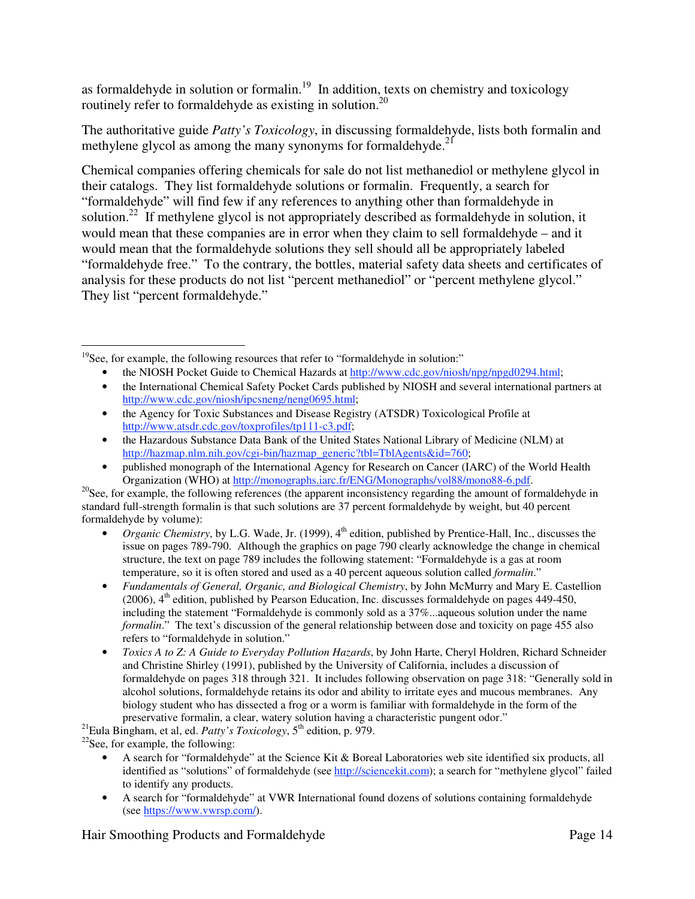as formaldehyde in solution or formalin.[19] In addition, texts on chemistry and toxicology routinely refer to formaldehyde as existing in solution.[20]

The authoritative guide *Patty's Toxicology*, in discussing formaldehyde, lists both formalin and methylene glycol as among the many synonyms for formaldehyde.[21]

Chemical companies offering chemicals for sale do not list methanediol or methylene glycol in their catalogs. They list formaldehyde solutions or formalin. Frequently, a search for "formaldehyde" will find few if any references to anything other than formaldehyde in solution.[22] If methylene glycol is not appropriately described as formaldehyde in solution, it would mean that these companies are in error when they claim to sell formaldehyde – and it would mean that the formaldehyde solutions they sell should all be appropriately labeled "formaldehyde free." To the contrary, the bottles, material safety data sheets and certificates of analysis for these products do not list "percent methanediol" or "percent methylene glycol." They list "percent formaldehyde."

---

[19]See, for example, the following resources that refer to "formaldehyde in solution:"

- the NIOSH Pocket Guide to Chemical Hazards at http://www.cdc.gov/niosh/npg/npgd0294.html;
- the International Chemical Safety Pocket Cards published by NIOSH and several international partners at http://www.cdc.gov/niosh/ipcsneng/neng0695.html;
- the Agency for Toxic Substances and Disease Registry (ATSDR) Toxicological Profile at http://www.atsdr.cdc.gov/toxprofiles/tp111-c3.pdf;
- the Hazardous Substance Data Bank of the United States National Library of Medicine (NLM) at http://hazmap.nlm.nih.gov/cgi-bin/hazmap_generic?tbl=TblAgents&id=760;
- published monograph of the International Agency for Research on Cancer (IARC) of the World Health Organization (WHO) at http://monographs.iarc.fr/ENG/Monographs/vol88/mono88-6.pdf.

[20]See, for example, the following references (the apparent inconsistency regarding the amount of formaldehyde in standard full-strength formalin is that such solutions are 37 percent formaldehyde by weight, but 40 percent formaldehyde by volume):

- *Organic Chemistry*, by L.G. Wade, Jr. (1999), 4th edition, published by Prentice-Hall, Inc., discusses the issue on pages 789-790. Although the graphics on page 790 clearly acknowledge the change in chemical structure, the text on page 789 includes the following statement: "Formaldehyde is a gas at room temperature, so it is often stored and used as a 40 percent aqueous solution called *formalin*."
- *Fundamentals of General, Organic, and Biological Chemistry*, by John McMurry and Mary E. Castellion (2006), 4th edition, published by Pearson Education, Inc. discusses formaldehyde on pages 449-450, including the statement "Formaldehyde is commonly sold as a 37%...aqueous solution under the name *formalin*." The text's discussion of the general relationship between dose and toxicity on page 455 also refers to "formaldehyde in solution."
- *Toxics A to Z: A Guide to Everyday Pollution Hazards*, by John Harte, Cheryl Holdren, Richard Schneider and Christine Shirley (1991), published by the University of California, includes a discussion of formaldehyde on pages 318 through 321. It includes following observation on page 318: "Generally sold in alcohol solutions, formaldehyde retains its odor and ability to irritate eyes and mucous membranes. Any biology student who has dissected a frog or a worm is familiar with formaldehyde in the form of the preservative formalin, a clear, watery solution having a characteristic pungent odor."

[21]Eula Bingham, et al, ed. *Patty's Toxicology*, 5th edition, p. 979.

[22]See, for example, the following:

- A search for "formaldehyde" at the Science Kit & Boreal Laboratories web site identified six products, all identified as "solutions" of formaldehyde (see http://sciencekit.com); a search for "methylene glycol" failed to identify any products.
- A search for "formaldehyde" at VWR International found dozens of solutions containing formaldehyde (see https://www.vwrsp.com/).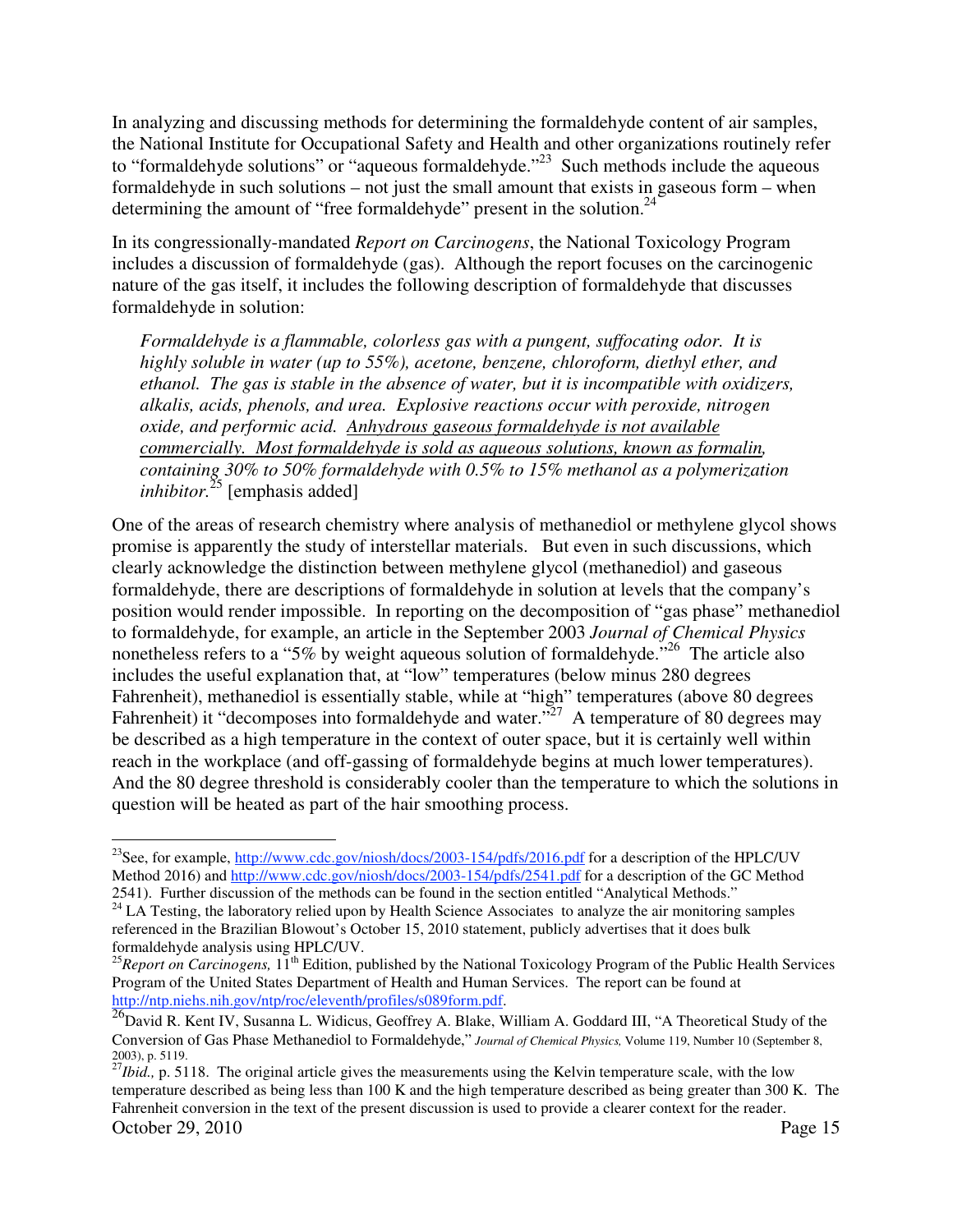In analyzing and discussing methods for determining the formaldehyde content of air samples, the National Institute for Occupational Safety and Health and other organizations routinely refer to "formaldehyde solutions" or "aqueous formaldehyde."[23] Such methods include the aqueous formaldehyde in such solutions – not just the small amount that exists in gaseous form – when determining the amount of "free formaldehyde" present in the solution.[24]

In its congressionally-mandated *Report on Carcinogens*, the National Toxicology Program includes a discussion of formaldehyde (gas). Although the report focuses on the carcinogenic nature of the gas itself, it includes the following description of formaldehyde that discusses formaldehyde in solution:

> *Formaldehyde is a flammable, colorless gas with a pungent, suffocating odor. It is highly soluble in water (up to 55%), acetone, benzene, chloroform, diethyl ether, and ethanol. The gas is stable in the absence of water, but it is incompatible with oxidizers, alkalis, acids, phenols, and urea. Explosive reactions occur with peroxide, nitrogen oxide, and performic acid. <u>Anhydrous gaseous formaldehyde is not available commercially. Most formaldehyde is sold as aqueous solutions, known as formalin</u>, containing 30% to 50% formaldehyde with 0.5% to 15% methanol as a polymerization inhibitor.*[25] [emphasis added]

One of the areas of research chemistry where analysis of methanediol or methylene glycol shows promise is apparently the study of interstellar materials. But even in such discussions, which clearly acknowledge the distinction between methylene glycol (methanediol) and gaseous formaldehyde, there are descriptions of formaldehyde in solution at levels that the company's position would render impossible. In reporting on the decomposition of "gas phase" methanediol to formaldehyde, for example, an article in the September 2003 *Journal of Chemical Physics* nonetheless refers to a "5% by weight aqueous solution of formaldehyde."[26] The article also includes the useful explanation that, at "low" temperatures (below minus 280 degrees Fahrenheit), methanediol is essentially stable, while at "high" temperatures (above 80 degrees Fahrenheit) it "decomposes into formaldehyde and water."[27] A temperature of 80 degrees may be described as a high temperature in the context of outer space, but it is certainly well within reach in the workplace (and off-gassing of formaldehyde begins at much lower temperatures). And the 80 degree threshold is considerably cooler than the temperature to which the solutions in question will be heated as part of the hair smoothing process.

---

[23] See, for example, http://www.cdc.gov/niosh/docs/2003-154/pdfs/2016.pdf for a description of the HPLC/UV Method 2016) and http://www.cdc.gov/niosh/docs/2003-154/pdfs/2541.pdf for a description of the GC Method 2541). Further discussion of the methods can be found in the section entitled "Analytical Methods."

[24] LA Testing, the laboratory relied upon by Health Science Associates to analyze the air monitoring samples referenced in the Brazilian Blowout's October 15, 2010 statement, publicly advertises that it does bulk formaldehyde analysis using HPLC/UV.

[25] *Report on Carcinogens,* 11th Edition, published by the National Toxicology Program of the Public Health Services Program of the United States Department of Health and Human Services. The report can be found at http://ntp.niehs.nih.gov/ntp/roc/eleventh/profiles/s089form.pdf.

[26] David R. Kent IV, Susanna L. Widicus, Geoffrey A. Blake, William A. Goddard III, "A Theoretical Study of the Conversion of Gas Phase Methanediol to Formaldehyde," *Journal of Chemical Physics,* Volume 119, Number 10 (September 8, 2003), p. 5119.

[27] *Ibid.,* p. 5118. The original article gives the measurements using the Kelvin temperature scale, with the low temperature described as being less than 100 K and the high temperature described as being greater than 300 K. The Fahrenheit conversion in the text of the present discussion is used to provide a clearer context for the reader.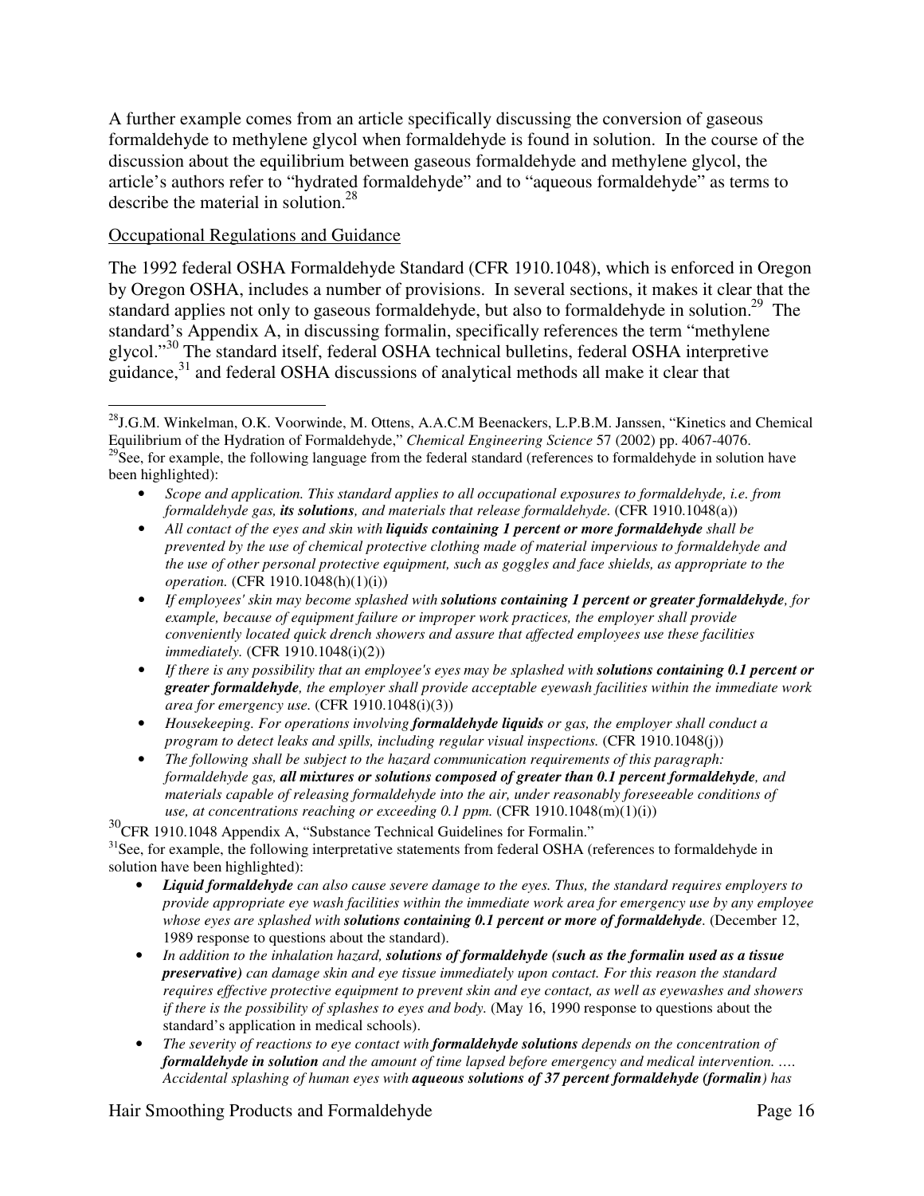A further example comes from an article specifically discussing the conversion of gaseous formaldehyde to methylene glycol when formaldehyde is found in solution. In the course of the discussion about the equilibrium between gaseous formaldehyde and methylene glycol, the article's authors refer to "hydrated formaldehyde" and to "aqueous formaldehyde" as terms to describe the material in solution.[28]

Occupational Regulations and Guidance

The 1992 federal OSHA Formaldehyde Standard (CFR 1910.1048), which is enforced in Oregon by Oregon OSHA, includes a number of provisions. In several sections, it makes it clear that the standard applies not only to gaseous formaldehyde, but also to formaldehyde in solution.[29] The standard's Appendix A, in discussing formalin, specifically references the term "methylene glycol."[30] The standard itself, federal OSHA technical bulletins, federal OSHA interpretive guidance,[31] and federal OSHA discussions of analytical methods all make it clear that

---

[28] J.G.M. Winkelman, O.K. Voorwinde, M. Ottens, A.A.C.M Beenackers, L.P.B.M. Janssen, "Kinetics and Chemical Equilibrium of the Hydration of Formaldehyde," *Chemical Engineering Science* 57 (2002) pp. 4067-4076.

[29] See, for example, the following language from the federal standard (references to formaldehyde in solution have been highlighted):

- *Scope and application. This standard applies to all occupational exposures to formaldehyde, i.e. from formaldehyde gas, **its solutions**, and materials that release formaldehyde.* (CFR 1910.1048(a))
- *All contact of the eyes and skin with **liquids containing 1 percent or more formaldehyde** shall be prevented by the use of chemical protective clothing made of material impervious to formaldehyde and the use of other personal protective equipment, such as goggles and face shields, as appropriate to the operation.* (CFR 1910.1048(h)(1)(i))
- *If employees' skin may become splashed with **solutions containing 1 percent or greater formaldehyde**, for example, because of equipment failure or improper work practices, the employer shall provide conveniently located quick drench showers and assure that affected employees use these facilities immediately.* (CFR 1910.1048(i)(2))
- *If there is any possibility that an employee's eyes may be splashed with **solutions containing 0.1 percent or greater formaldehyde**, the employer shall provide acceptable eyewash facilities within the immediate work area for emergency use.* (CFR 1910.1048(i)(3))
- *Housekeeping. For operations involving **formaldehyde liquids** or gas, the employer shall conduct a program to detect leaks and spills, including regular visual inspections.* (CFR 1910.1048(j))
- *The following shall be subject to the hazard communication requirements of this paragraph: formaldehyde gas, **all mixtures or solutions composed of greater than 0.1 percent formaldehyde**, and materials capable of releasing formaldehyde into the air, under reasonably foreseeable conditions of use, at concentrations reaching or exceeding 0.1 ppm.* (CFR 1910.1048(m)(1)(i))

[30] CFR 1910.1048 Appendix A, "Substance Technical Guidelines for Formalin."

[31] See, for example, the following interpretative statements from federal OSHA (references to formaldehyde in solution have been highlighted):

- ***Liquid formaldehyde** can also cause severe damage to the eyes. Thus, the standard requires employers to provide appropriate eye wash facilities within the immediate work area for emergency use by any employee whose eyes are splashed with **solutions containing 0.1 percent or more of formaldehyde**.* (December 12, 1989 response to questions about the standard).
- *In addition to the inhalation hazard, **solutions of formaldehyde (such as the formalin used as a tissue preservative)** can damage skin and eye tissue immediately upon contact. For this reason the standard requires effective protective equipment to prevent skin and eye contact, as well as eyewashes and showers if there is the possibility of splashes to eyes and body.* (May 16, 1990 response to questions about the standard's application in medical schools).
- *The severity of reactions to eye contact with **formaldehyde solutions** depends on the concentration of **formaldehyde in solution** and the amount of time lapsed before emergency and medical intervention. …. Accidental splashing of human eyes with **aqueous solutions of 37 percent formaldehyde (formalin**) has*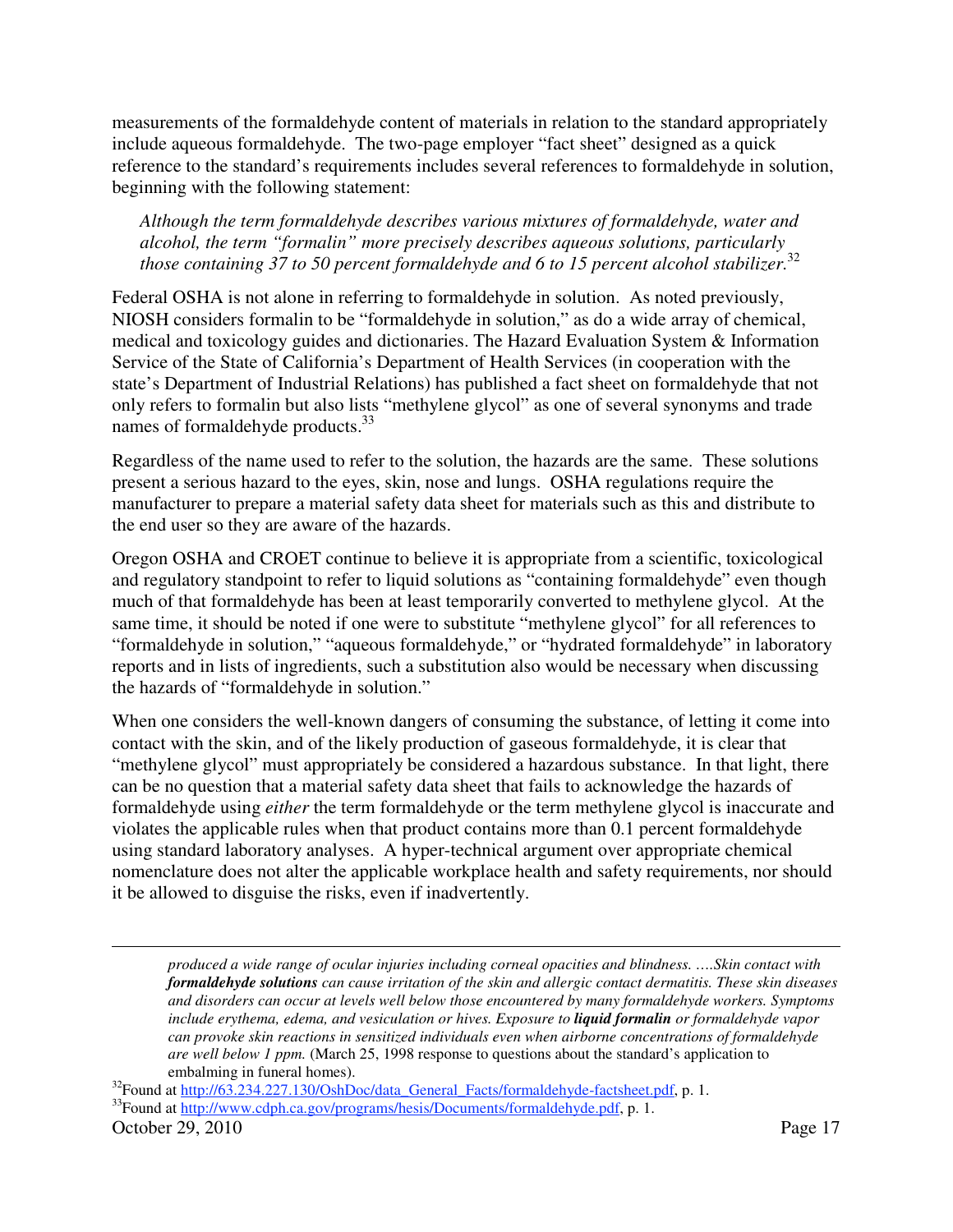measurements of the formaldehyde content of materials in relation to the standard appropriately include aqueous formaldehyde. The two-page employer "fact sheet" designed as a quick reference to the standard's requirements includes several references to formaldehyde in solution, beginning with the following statement:

> *Although the term formaldehyde describes various mixtures of formaldehyde, water and alcohol, the term "formalin" more precisely describes aqueous solutions, particularly those containing 37 to 50 percent formaldehyde and 6 to 15 percent alcohol stabilizer.*[32]

Federal OSHA is not alone in referring to formaldehyde in solution. As noted previously, NIOSH considers formalin to be "formaldehyde in solution," as do a wide array of chemical, medical and toxicology guides and dictionaries. The Hazard Evaluation System & Information Service of the State of California's Department of Health Services (in cooperation with the state's Department of Industrial Relations) has published a fact sheet on formaldehyde that not only refers to formalin but also lists "methylene glycol" as one of several synonyms and trade names of formaldehyde products.[33]

Regardless of the name used to refer to the solution, the hazards are the same. These solutions present a serious hazard to the eyes, skin, nose and lungs. OSHA regulations require the manufacturer to prepare a material safety data sheet for materials such as this and distribute to the end user so they are aware of the hazards.

Oregon OSHA and CROET continue to believe it is appropriate from a scientific, toxicological and regulatory standpoint to refer to liquid solutions as "containing formaldehyde" even though much of that formaldehyde has been at least temporarily converted to methylene glycol. At the same time, it should be noted if one were to substitute "methylene glycol" for all references to "formaldehyde in solution," "aqueous formaldehyde," or "hydrated formaldehyde" in laboratory reports and in lists of ingredients, such a substitution also would be necessary when discussing the hazards of "formaldehyde in solution."

When one considers the well-known dangers of consuming the substance, of letting it come into contact with the skin, and of the likely production of gaseous formaldehyde, it is clear that "methylene glycol" must appropriately be considered a hazardous substance. In that light, there can be no question that a material safety data sheet that fails to acknowledge the hazards of formaldehyde using *either* the term formaldehyde or the term methylene glycol is inaccurate and violates the applicable rules when that product contains more than 0.1 percent formaldehyde using standard laboratory analyses. A hyper-technical argument over appropriate chemical nomenclature does not alter the applicable workplace health and safety requirements, nor should it be allowed to disguise the risks, even if inadvertently.

---

> *produced a wide range of ocular injuries including corneal opacities and blindness. ….Skin contact with **formaldehyde solutions** can cause irritation of the skin and allergic contact dermatitis. These skin diseases and disorders can occur at levels well below those encountered by many formaldehyde workers. Symptoms include erythema, edema, and vesiculation or hives. Exposure to **liquid formalin** or formaldehyde vapor can provoke skin reactions in sensitized individuals even when airborne concentrations of formaldehyde are well below 1 ppm.* (March 25, 1998 response to questions about the standard's application to embalming in funeral homes).

[32] Found at http://63.234.227.130/OshDoc/data_General_Facts/formaldehyde-factsheet.pdf, p. 1.

[33] Found at http://www.cdph.ca.gov/programs/hesis/Documents/formaldehyde.pdf, p. 1.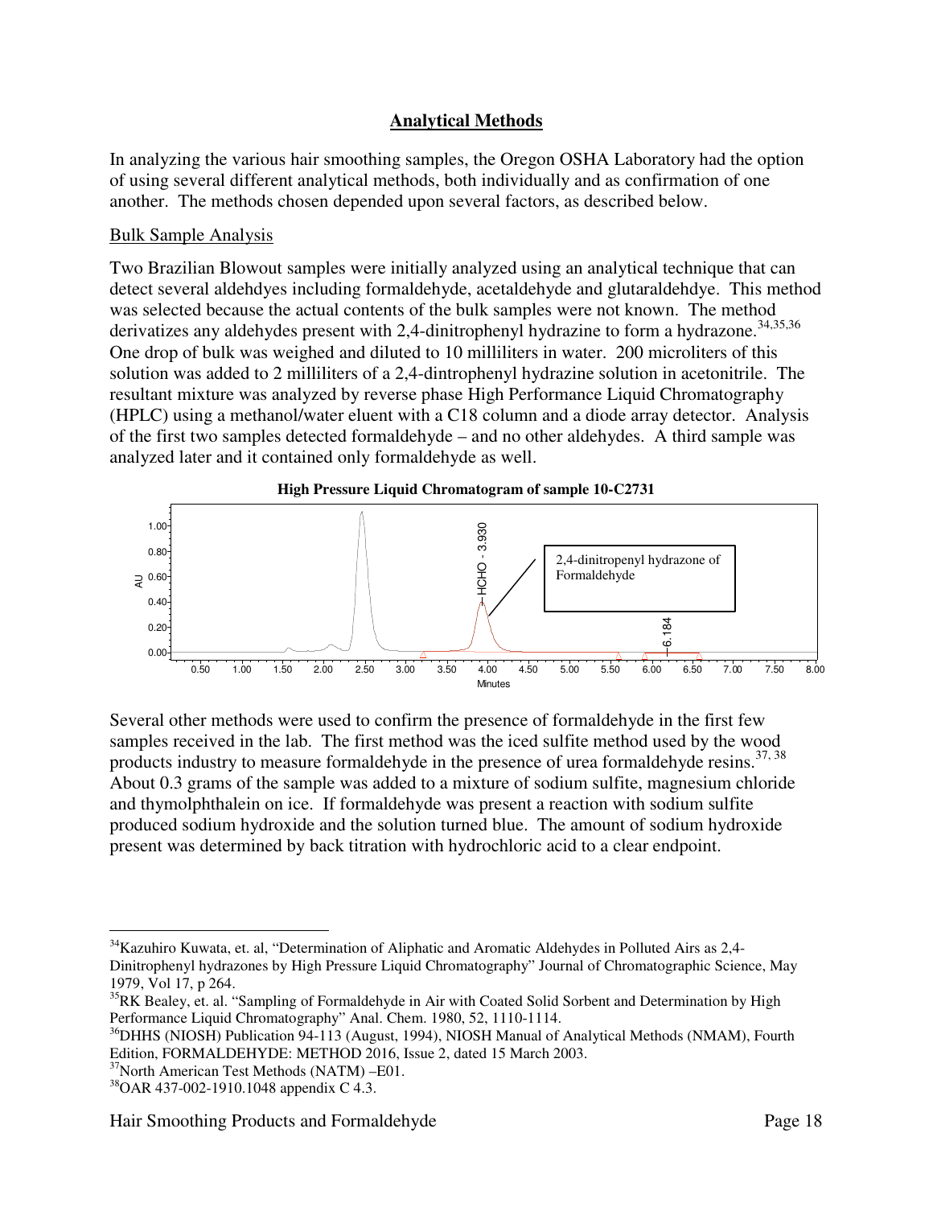## Analytical Methods

In analyzing the various hair smoothing samples, the Oregon OSHA Laboratory had the option of using several different analytical methods, both individually and as confirmation of one another. The methods chosen depended upon several factors, as described below.

Bulk Sample Analysis

Two Brazilian Blowout samples were initially analyzed using an analytical technique that can detect several aldehdyes including formaldehyde, acetaldehyde and glutaraldehdye. This method was selected because the actual contents of the bulk samples were not known. The method derivatizes any aldehydes present with 2,4-dinitrophenyl hydrazine to form a hydrazone.[34,35,36] One drop of bulk was weighed and diluted to 10 milliliters in water. 200 microliters of this solution was added to 2 milliliters of a 2,4-dintrophenyl hydrazine solution in acetonitrile. The resultant mixture was analyzed by reverse phase High Performance Liquid Chromatography (HPLC) using a methanol/water eluent with a C18 column and a diode array detector. Analysis of the first two samples detected formaldehyde – and no other aldehydes. A third sample was analyzed later and it contained only formaldehyde as well.

**High Pressure Liquid Chromatogram of sample 10-C2731**

Several other methods were used to confirm the presence of formaldehyde in the first few samples received in the lab. The first method was the iced sulfite method used by the wood products industry to measure formaldehyde in the presence of urea formaldehyde resins.[37, 38] About 0.3 grams of the sample was added to a mixture of sodium sulfite, magnesium chloride and thymolphthalein on ice. If formaldehyde was present a reaction with sodium sulfite produced sodium hydroxide and the solution turned blue. The amount of sodium hydroxide present was determined by back titration with hydrochloric acid to a clear endpoint.

---

[34] Kazuhiro Kuwata, et. al, "Determination of Aliphatic and Aromatic Aldehydes in Polluted Airs as 2,4-Dinitrophenyl hydrazones by High Pressure Liquid Chromatography" Journal of Chromatographic Science, May 1979, Vol 17, p 264.

[35] RK Bealey, et. al. "Sampling of Formaldehyde in Air with Coated Solid Sorbent and Determination by High Performance Liquid Chromatography" Anal. Chem. 1980, 52, 1110-1114.

[36] DHHS (NIOSH) Publication 94-113 (August, 1994), NIOSH Manual of Analytical Methods (NMAM), Fourth Edition, FORMALDEHYDE: METHOD 2016, Issue 2, dated 15 March 2003.

[37] North American Test Methods (NATM) –E01.

[38] OAR 437-002-1910.1048 appendix C 4.3.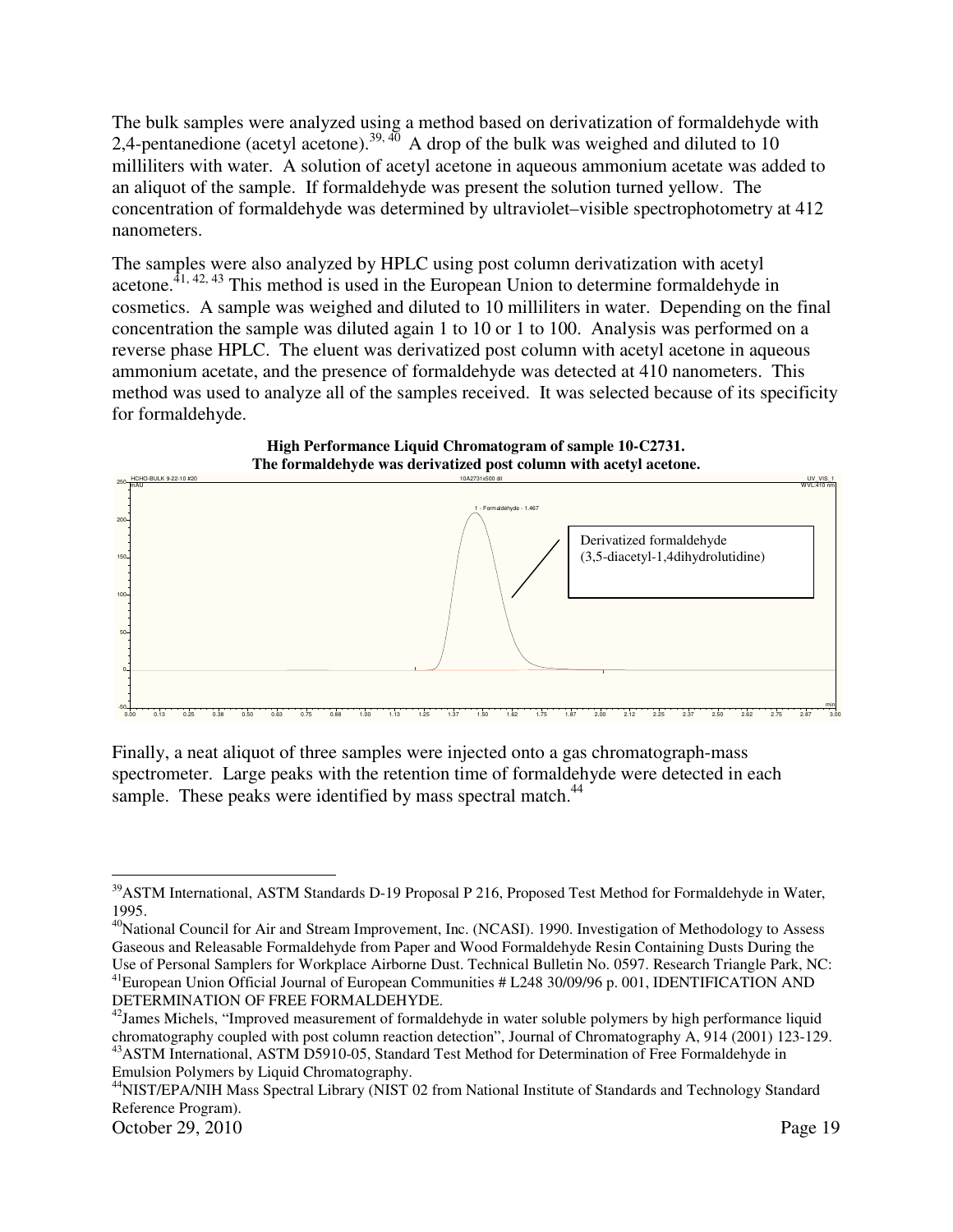The bulk samples were analyzed using a method based on derivatization of formaldehyde with 2,4-pentanedione (acetyl acetone).[39, 40] A drop of the bulk was weighed and diluted to 10 milliliters with water. A solution of acetyl acetone in aqueous ammonium acetate was added to an aliquot of the sample. If formaldehyde was present the solution turned yellow. The concentration of formaldehyde was determined by ultraviolet–visible spectrophotometry at 412 nanometers.

The samples were also analyzed by HPLC using post column derivatization with acetyl acetone.[41, 42, 43] This method is used in the European Union to determine formaldehyde in cosmetics. A sample was weighed and diluted to 10 milliliters in water. Depending on the final concentration the sample was diluted again 1 to 10 or 1 to 100. Analysis was performed on a reverse phase HPLC. The eluent was derivatized post column with acetyl acetone in aqueous ammonium acetate, and the presence of formaldehyde was detected at 410 nanometers. This method was used to analyze all of the samples received. It was selected because of its specificity for formaldehyde.

**High Performance Liquid Chromatogram of sample 10-C2731. The formaldehyde was derivatized post column with acetyl acetone.**

Finally, a neat aliquot of three samples were injected onto a gas chromatograph-mass spectrometer. Large peaks with the retention time of formaldehyde were detected in each sample. These peaks were identified by mass spectral match.[44]

---

[39] ASTM International, ASTM Standards D-19 Proposal P 216, Proposed Test Method for Formaldehyde in Water, 1995.

[40] National Council for Air and Stream Improvement, Inc. (NCASI). 1990. Investigation of Methodology to Assess Gaseous and Releasable Formaldehyde from Paper and Wood Formaldehyde Resin Containing Dusts During the Use of Personal Samplers for Workplace Airborne Dust. Technical Bulletin No. 0597. Research Triangle Park, NC:

[41] European Union Official Journal of European Communities # L248 30/09/96 p. 001, IDENTIFICATION AND DETERMINATION OF FREE FORMALDEHYDE.

[42] James Michels, "Improved measurement of formaldehyde in water soluble polymers by high performance liquid chromatography coupled with post column reaction detection", Journal of Chromatography A, 914 (2001) 123-129.

[43] ASTM International, ASTM D5910-05, Standard Test Method for Determination of Free Formaldehyde in Emulsion Polymers by Liquid Chromatography.

[44] NIST/EPA/NIH Mass Spectral Library (NIST 02 from National Institute of Standards and Technology Standard Reference Program).

October 29, 2010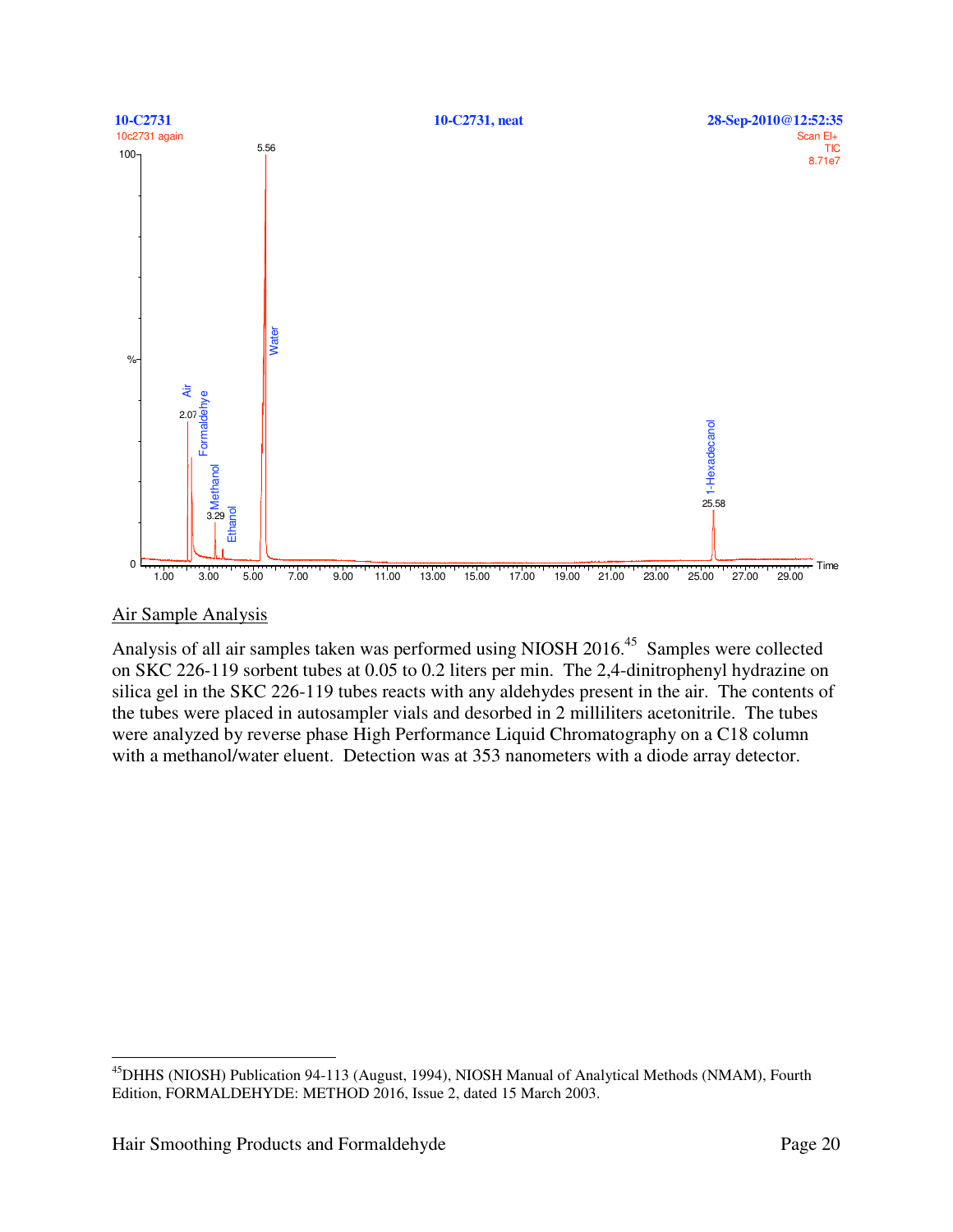10-C2731 | 10-C2731, neat | 28-Sep-2010@12:52:35

10c2731 again | Scan EI+ TIC 8.71e7

## Air Sample Analysis

Analysis of all air samples taken was performed using NIOSH 2016.[45] Samples were collected on SKC 226-119 sorbent tubes at 0.05 to 0.2 liters per min. The 2,4-dinitrophenyl hydrazine on silica gel in the SKC 226-119 tubes reacts with any aldehydes present in the air. The contents of the tubes were placed in autosampler vials and desorbed in 2 milliliters acetonitrile. The tubes were analyzed by reverse phase High Performance Liquid Chromatography on a C18 column with a methanol/water eluent. Detection was at 353 nanometers with a diode array detector.

---

[45]DHHS (NIOSH) Publication 94-113 (August, 1994), NIOSH Manual of Analytical Methods (NMAM), Fourth Edition, FORMALDEHYDE: METHOD 2016, Issue 2, dated 15 March 2003.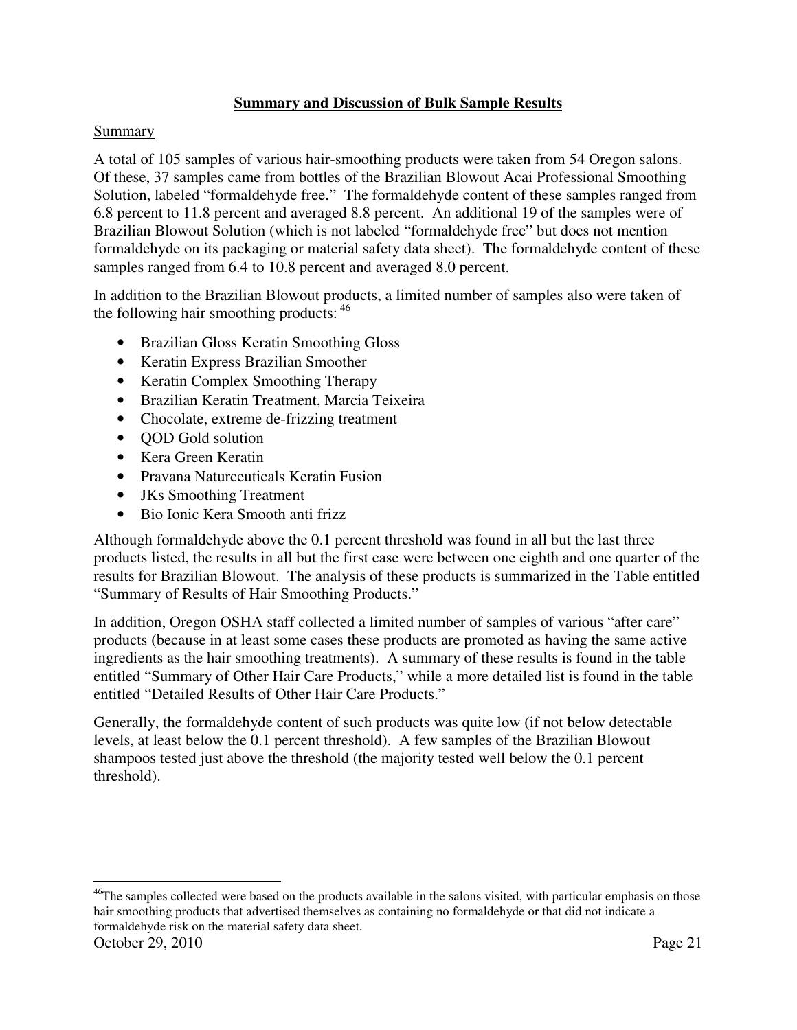## Summary and Discussion of Bulk Sample Results

### Summary

A total of 105 samples of various hair-smoothing products were taken from 54 Oregon salons. Of these, 37 samples came from bottles of the Brazilian Blowout Acai Professional Smoothing Solution, labeled "formaldehyde free." The formaldehyde content of these samples ranged from 6.8 percent to 11.8 percent and averaged 8.8 percent. An additional 19 of the samples were of Brazilian Blowout Solution (which is not labeled "formaldehyde free" but does not mention formaldehyde on its packaging or material safety data sheet). The formaldehyde content of these samples ranged from 6.4 to 10.8 percent and averaged 8.0 percent.

In addition to the Brazilian Blowout products, a limited number of samples also were taken of the following hair smoothing products: [46]

- Brazilian Gloss Keratin Smoothing Gloss
- Keratin Express Brazilian Smoother
- Keratin Complex Smoothing Therapy
- Brazilian Keratin Treatment, Marcia Teixeira
- Chocolate, extreme de-frizzing treatment
- QOD Gold solution
- Kera Green Keratin
- Pravana Naturceuticals Keratin Fusion
- JKs Smoothing Treatment
- Bio Ionic Kera Smooth anti frizz

Although formaldehyde above the 0.1 percent threshold was found in all but the last three products listed, the results in all but the first case were between one eighth and one quarter of the results for Brazilian Blowout. The analysis of these products is summarized in the Table entitled "Summary of Results of Hair Smoothing Products."

In addition, Oregon OSHA staff collected a limited number of samples of various "after care" products (because in at least some cases these products are promoted as having the same active ingredients as the hair smoothing treatments). A summary of these results is found in the table entitled "Summary of Other Hair Care Products," while a more detailed list is found in the table entitled "Detailed Results of Other Hair Care Products."

Generally, the formaldehyde content of such products was quite low (if not below detectable levels, at least below the 0.1 percent threshold). A few samples of the Brazilian Blowout shampoos tested just above the threshold (the majority tested well below the 0.1 percent threshold).

---

[46] The samples collected were based on the products available in the salons visited, with particular emphasis on those hair smoothing products that advertised themselves as containing no formaldehyde or that did not indicate a formaldehyde risk on the material safety data sheet.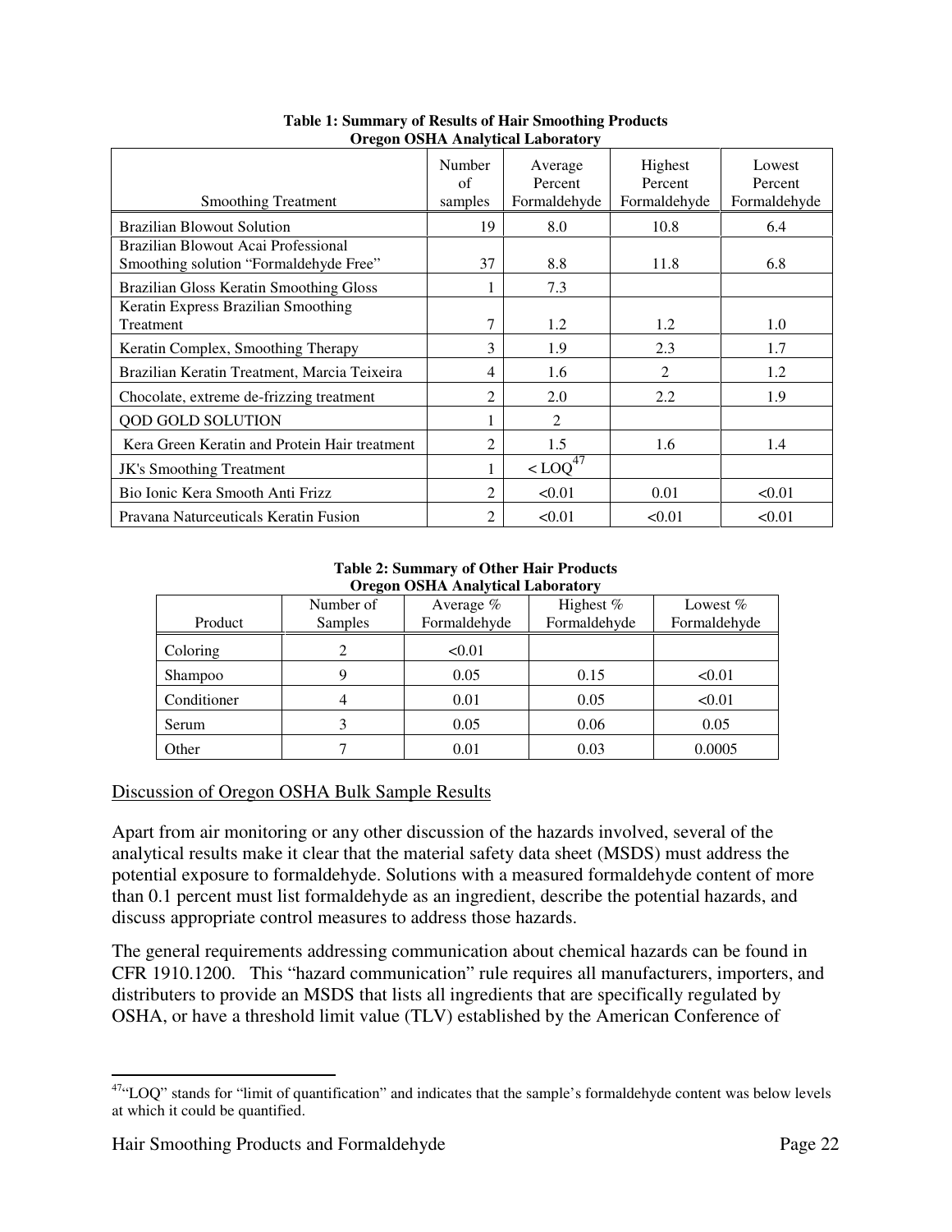**Table 1: Summary of Results of Hair Smoothing Products**
**Oregon OSHA Analytical Laboratory**

| Smoothing Treatment | Number of samples | Average Percent Formaldehyde | Highest Percent Formaldehyde | Lowest Percent Formaldehyde |
|---|---|---|---|---|
| Brazilian Blowout Solution | 19 | 8.0 | 10.8 | 6.4 |
| Brazilian Blowout Acai Professional Smoothing solution "Formaldehyde Free" | 37 | 8.8 | 11.8 | 6.8 |
| Brazilian Gloss Keratin Smoothing Gloss | 1 | 7.3 | | |
| Keratin Express Brazilian Smoothing Treatment | 7 | 1.2 | 1.2 | 1.0 |
| Keratin Complex, Smoothing Therapy | 3 | 1.9 | 2.3 | 1.7 |
| Brazilian Keratin Treatment, Marcia Teixeira | 4 | 1.6 | 2 | 1.2 |
| Chocolate, extreme de-frizzing treatment | 2 | 2.0 | 2.2 | 1.9 |
| QOD GOLD SOLUTION | 1 | 2 | | |
| Kera Green Keratin and Protein Hair treatment | 2 | 1.5 | 1.6 | 1.4 |
| JK's Smoothing Treatment | 1 | < LOQ[47] | | |
| Bio Ionic Kera Smooth Anti Frizz | 2 | <0.01 | 0.01 | <0.01 |
| Pravana Naturceuticals Keratin Fusion | 2 | <0.01 | <0.01 | <0.01 |

**Table 2: Summary of Other Hair Products**
**Oregon OSHA Analytical Laboratory**

| Product | Number of Samples | Average % Formaldehyde | Highest % Formaldehyde | Lowest % Formaldehyde |
|---|---|---|---|---|
| Coloring | 2 | <0.01 | | |
| Shampoo | 9 | 0.05 | 0.15 | <0.01 |
| Conditioner | 4 | 0.01 | 0.05 | <0.01 |
| Serum | 3 | 0.05 | 0.06 | 0.05 |
| Other | 7 | 0.01 | 0.03 | 0.0005 |

<u>Discussion of Oregon OSHA Bulk Sample Results</u>

Apart from air monitoring or any other discussion of the hazards involved, several of the analytical results make it clear that the material safety data sheet (MSDS) must address the potential exposure to formaldehyde. Solutions with a measured formaldehyde content of more than 0.1 percent must list formaldehyde as an ingredient, describe the potential hazards, and discuss appropriate control measures to address those hazards.

The general requirements addressing communication about chemical hazards can be found in CFR 1910.1200. This "hazard communication" rule requires all manufacturers, importers, and distributers to provide an MSDS that lists all ingredients that are specifically regulated by OSHA, or have a threshold limit value (TLV) established by the American Conference of

[47] "LOQ" stands for "limit of quantification" and indicates that the sample's formaldehyde content was below levels at which it could be quantified.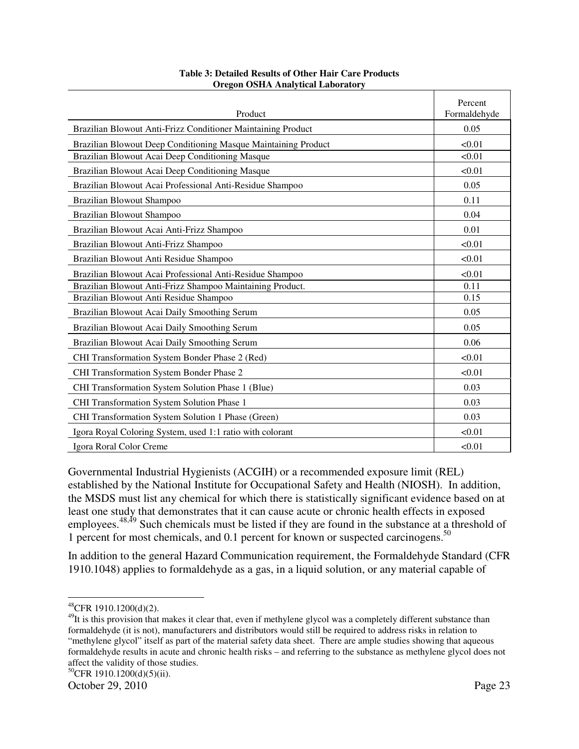**Table 3: Detailed Results of Other Hair Care Products**
**Oregon OSHA Analytical Laboratory**

| Product | Percent Formaldehyde |
|---|---|
| Brazilian Blowout Anti-Frizz Conditioner Maintaining Product | 0.05 |
| Brazilian Blowout Deep Conditioning Masque Maintaining Product | <0.01 |
| Brazilian Blowout Acai Deep Conditioning Masque | <0.01 |
| Brazilian Blowout Acai Deep Conditioning Masque | <0.01 |
| Brazilian Blowout Acai Professional Anti-Residue Shampoo | 0.05 |
| Brazilian Blowout Shampoo | 0.11 |
| Brazilian Blowout Shampoo | 0.04 |
| Brazilian Blowout Acai Anti-Frizz Shampoo | 0.01 |
| Brazilian Blowout Anti-Frizz Shampoo | <0.01 |
| Brazilian Blowout Anti Residue Shampoo | <0.01 |
| Brazilian Blowout Acai Professional Anti-Residue Shampoo | <0.01 |
| Brazilian Blowout Anti-Frizz Shampoo Maintaining Product. | 0.11 |
| Brazilian Blowout Anti Residue Shampoo | 0.15 |
| Brazilian Blowout Acai Daily Smoothing Serum | 0.05 |
| Brazilian Blowout Acai Daily Smoothing Serum | 0.05 |
| Brazilian Blowout Acai Daily Smoothing Serum | 0.06 |
| CHI Transformation System Bonder Phase 2 (Red) | <0.01 |
| CHI Transformation System Bonder Phase 2 | <0.01 |
| CHI Transformation System Solution Phase 1 (Blue) | 0.03 |
| CHI Transformation System Solution Phase 1 | 0.03 |
| CHI Transformation System Solution 1 Phase (Green) | 0.03 |
| Igora Royal Coloring System, used 1:1 ratio with colorant | <0.01 |
| Igora Roral Color Creme | <0.01 |

Governmental Industrial Hygienists (ACGIH) or a recommended exposure limit (REL) established by the National Institute for Occupational Safety and Health (NIOSH). In addition, the MSDS must list any chemical for which there is statistically significant evidence based on at least one study that demonstrates that it can cause acute or chronic health effects in exposed employees.[48,49] Such chemicals must be listed if they are found in the substance at a threshold of 1 percent for most chemicals, and 0.1 percent for known or suspected carcinogens.[50]

In addition to the general Hazard Communication requirement, the Formaldehyde Standard (CFR 1910.1048) applies to formaldehyde as a gas, in a liquid solution, or any material capable of

---

[48] CFR 1910.1200(d)(2).

[49] It is this provision that makes it clear that, even if methylene glycol was a completely different substance than formaldehyde (it is not), manufacturers and distributors would still be required to address risks in relation to "methylene glycol" itself as part of the material safety data sheet. There are ample studies showing that aqueous formaldehyde results in acute and chronic health risks – and referring to the substance as methylene glycol does not affect the validity of those studies.

[50] CFR 1910.1200(d)(5)(ii).

October 29, 2010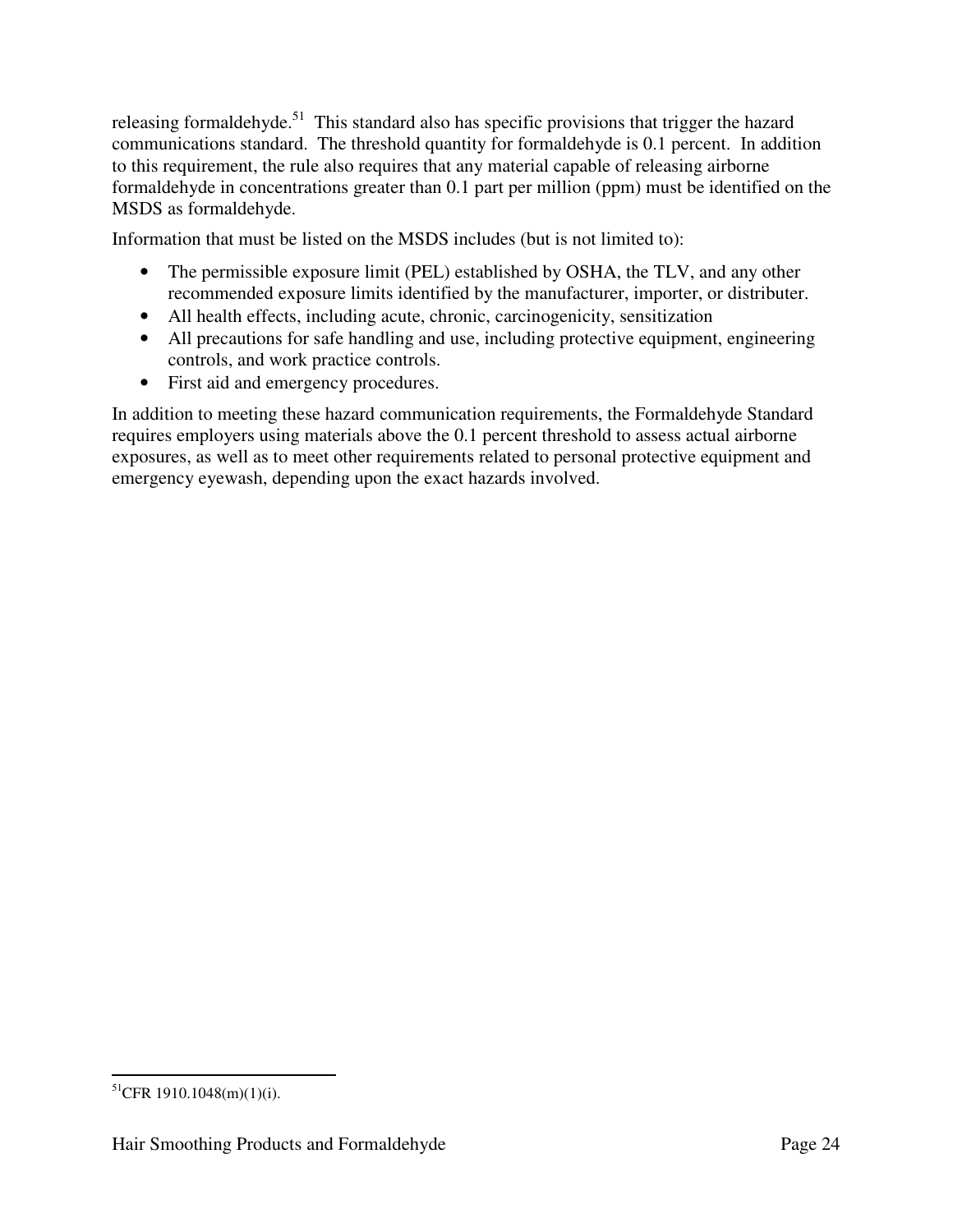releasing formaldehyde.[51] This standard also has specific provisions that trigger the hazard communications standard. The threshold quantity for formaldehyde is 0.1 percent. In addition to this requirement, the rule also requires that any material capable of releasing airborne formaldehyde in concentrations greater than 0.1 part per million (ppm) must be identified on the MSDS as formaldehyde.

Information that must be listed on the MSDS includes (but is not limited to):

- The permissible exposure limit (PEL) established by OSHA, the TLV, and any other recommended exposure limits identified by the manufacturer, importer, or distributer.
- All health effects, including acute, chronic, carcinogenicity, sensitization
- All precautions for safe handling and use, including protective equipment, engineering controls, and work practice controls.
- First aid and emergency procedures.

In addition to meeting these hazard communication requirements, the Formaldehyde Standard requires employers using materials above the 0.1 percent threshold to assess actual airborne exposures, as well as to meet other requirements related to personal protective equipment and emergency eyewash, depending upon the exact hazards involved.

---

[51] CFR 1910.1048(m)(1)(i).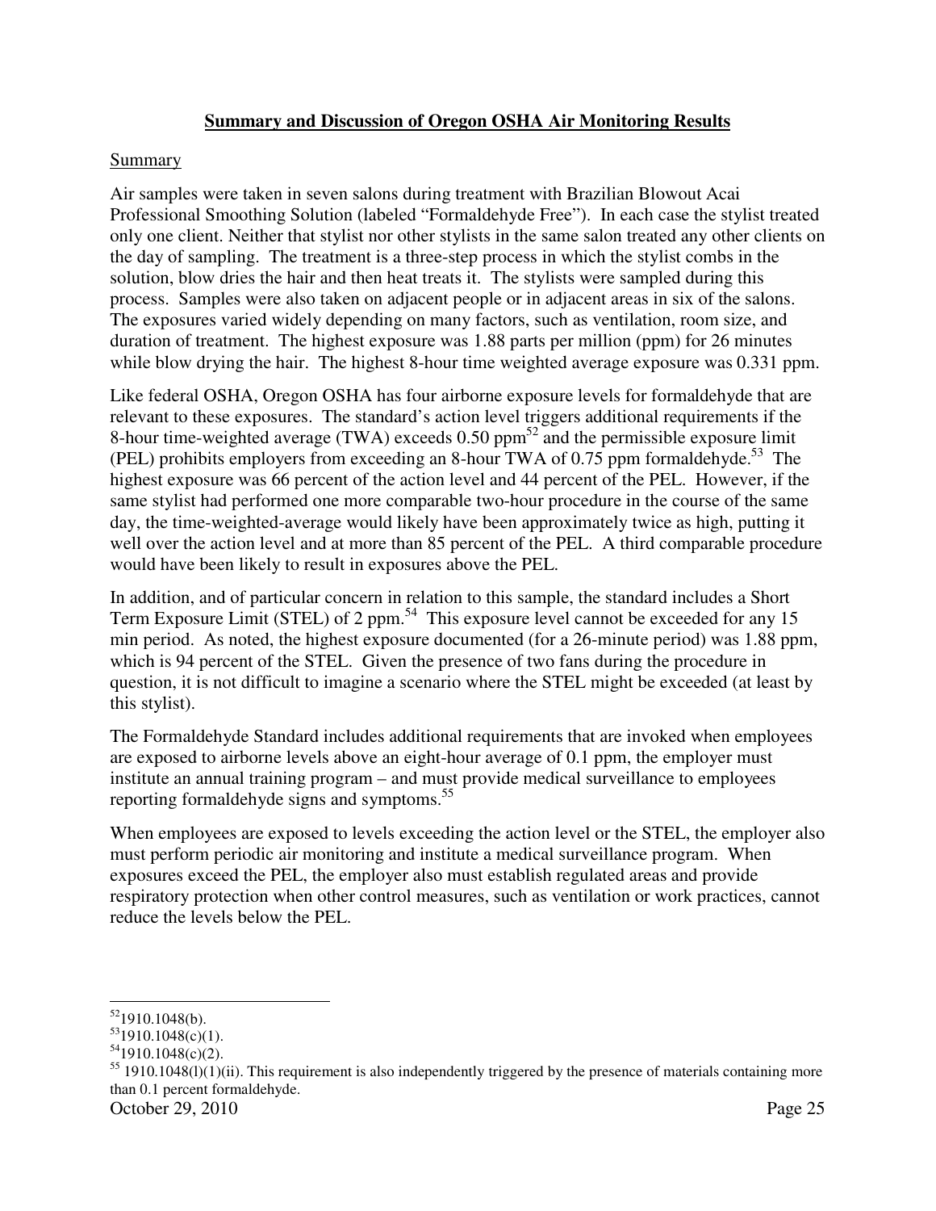## **Summary and Discussion of Oregon OSHA Air Monitoring Results**

Summary

Air samples were taken in seven salons during treatment with Brazilian Blowout Acai Professional Smoothing Solution (labeled "Formaldehyde Free"). In each case the stylist treated only one client. Neither that stylist nor other stylists in the same salon treated any other clients on the day of sampling. The treatment is a three-step process in which the stylist combs in the solution, blow dries the hair and then heat treats it. The stylists were sampled during this process. Samples were also taken on adjacent people or in adjacent areas in six of the salons. The exposures varied widely depending on many factors, such as ventilation, room size, and duration of treatment. The highest exposure was 1.88 parts per million (ppm) for 26 minutes while blow drying the hair. The highest 8-hour time weighted average exposure was 0.331 ppm.

Like federal OSHA, Oregon OSHA has four airborne exposure levels for formaldehyde that are relevant to these exposures. The standard's action level triggers additional requirements if the 8-hour time-weighted average (TWA) exceeds 0.50 ppm[52] and the permissible exposure limit (PEL) prohibits employers from exceeding an 8-hour TWA of 0.75 ppm formaldehyde.[53] The highest exposure was 66 percent of the action level and 44 percent of the PEL. However, if the same stylist had performed one more comparable two-hour procedure in the course of the same day, the time-weighted-average would likely have been approximately twice as high, putting it well over the action level and at more than 85 percent of the PEL. A third comparable procedure would have been likely to result in exposures above the PEL.

In addition, and of particular concern in relation to this sample, the standard includes a Short Term Exposure Limit (STEL) of 2 ppm.[54] This exposure level cannot be exceeded for any 15 min period. As noted, the highest exposure documented (for a 26-minute period) was 1.88 ppm, which is 94 percent of the STEL. Given the presence of two fans during the procedure in question, it is not difficult to imagine a scenario where the STEL might be exceeded (at least by this stylist).

The Formaldehyde Standard includes additional requirements that are invoked when employees are exposed to airborne levels above an eight-hour average of 0.1 ppm, the employer must institute an annual training program – and must provide medical surveillance to employees reporting formaldehyde signs and symptoms.[55]

When employees are exposed to levels exceeding the action level or the STEL, the employer also must perform periodic air monitoring and institute a medical surveillance program. When exposures exceed the PEL, the employer also must establish regulated areas and provide respiratory protection when other control measures, such as ventilation or work practices, cannot reduce the levels below the PEL.

---

[52] 1910.1048(b).
[53] 1910.1048(c)(1).
[54] 1910.1048(c)(2).
[55] 1910.1048(l)(1)(ii). This requirement is also independently triggered by the presence of materials containing more than 0.1 percent formaldehyde.

October 29, 2010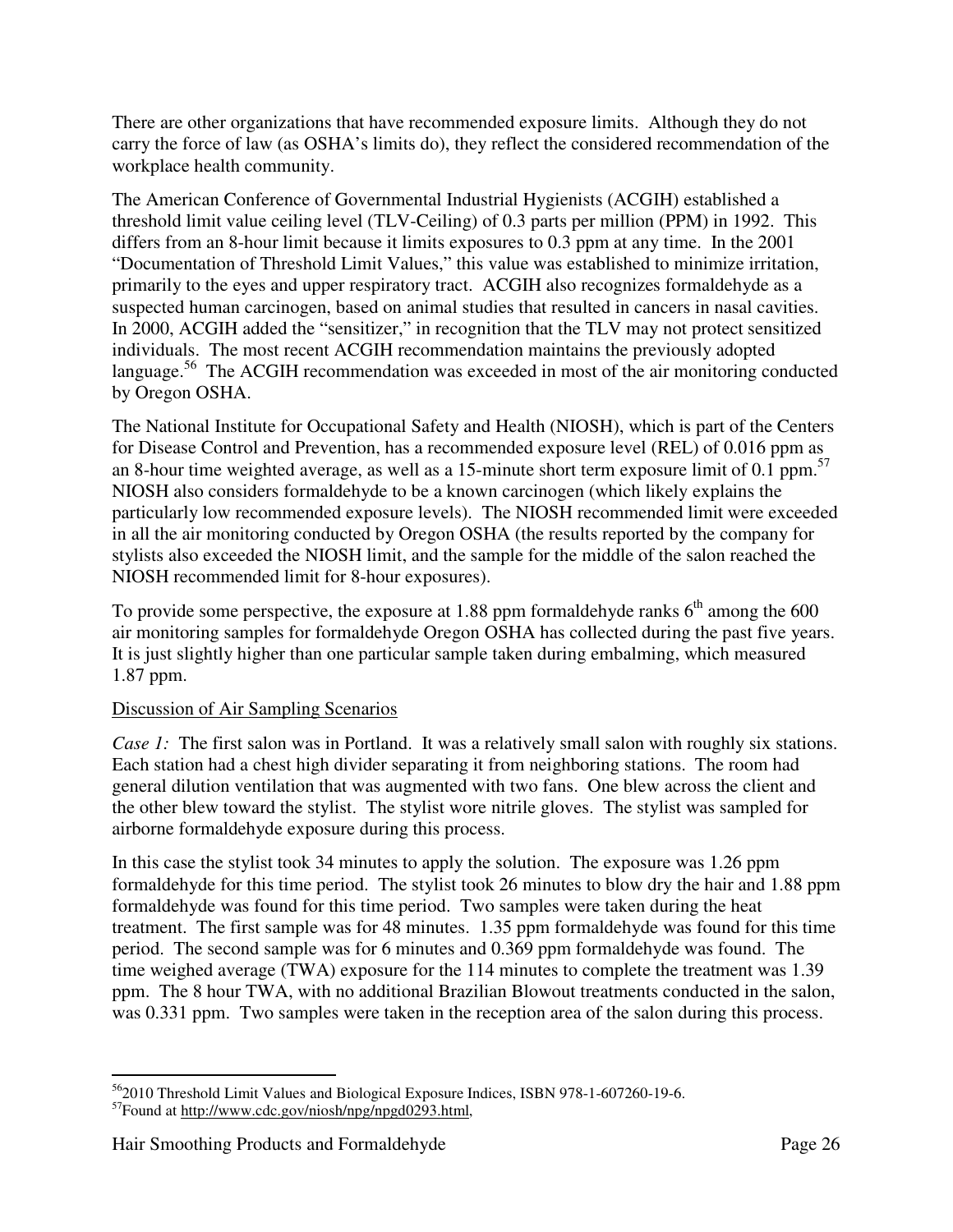There are other organizations that have recommended exposure limits. Although they do not carry the force of law (as OSHA's limits do), they reflect the considered recommendation of the workplace health community.

The American Conference of Governmental Industrial Hygienists (ACGIH) established a threshold limit value ceiling level (TLV-Ceiling) of 0.3 parts per million (PPM) in 1992. This differs from an 8-hour limit because it limits exposures to 0.3 ppm at any time. In the 2001 "Documentation of Threshold Limit Values," this value was established to minimize irritation, primarily to the eyes and upper respiratory tract. ACGIH also recognizes formaldehyde as a suspected human carcinogen, based on animal studies that resulted in cancers in nasal cavities. In 2000, ACGIH added the "sensitizer," in recognition that the TLV may not protect sensitized individuals. The most recent ACGIH recommendation maintains the previously adopted language.[56] The ACGIH recommendation was exceeded in most of the air monitoring conducted by Oregon OSHA.

The National Institute for Occupational Safety and Health (NIOSH), which is part of the Centers for Disease Control and Prevention, has a recommended exposure level (REL) of 0.016 ppm as an 8-hour time weighted average, as well as a 15-minute short term exposure limit of 0.1 ppm.[57] NIOSH also considers formaldehyde to be a known carcinogen (which likely explains the particularly low recommended exposure levels). The NIOSH recommended limit were exceeded in all the air monitoring conducted by Oregon OSHA (the results reported by the company for stylists also exceeded the NIOSH limit, and the sample for the middle of the salon reached the NIOSH recommended limit for 8-hour exposures).

To provide some perspective, the exposure at 1.88 ppm formaldehyde ranks 6th among the 600 air monitoring samples for formaldehyde Oregon OSHA has collected during the past five years. It is just slightly higher than one particular sample taken during embalming, which measured 1.87 ppm.

Discussion of Air Sampling Scenarios

*Case 1:* The first salon was in Portland. It was a relatively small salon with roughly six stations. Each station had a chest high divider separating it from neighboring stations. The room had general dilution ventilation that was augmented with two fans. One blew across the client and the other blew toward the stylist. The stylist wore nitrile gloves. The stylist was sampled for airborne formaldehyde exposure during this process.

In this case the stylist took 34 minutes to apply the solution. The exposure was 1.26 ppm formaldehyde for this time period. The stylist took 26 minutes to blow dry the hair and 1.88 ppm formaldehyde was found for this time period. Two samples were taken during the heat treatment. The first sample was for 48 minutes. 1.35 ppm formaldehyde was found for this time period. The second sample was for 6 minutes and 0.369 ppm formaldehyde was found. The time weighed average (TWA) exposure for the 114 minutes to complete the treatment was 1.39 ppm. The 8 hour TWA, with no additional Brazilian Blowout treatments conducted in the salon, was 0.331 ppm. Two samples were taken in the reception area of the salon during this process.

---

[56] 2010 Threshold Limit Values and Biological Exposure Indices, ISBN 978-1-607260-19-6.

[57] Found at http://www.cdc.gov/niosh/npg/npgd0293.html,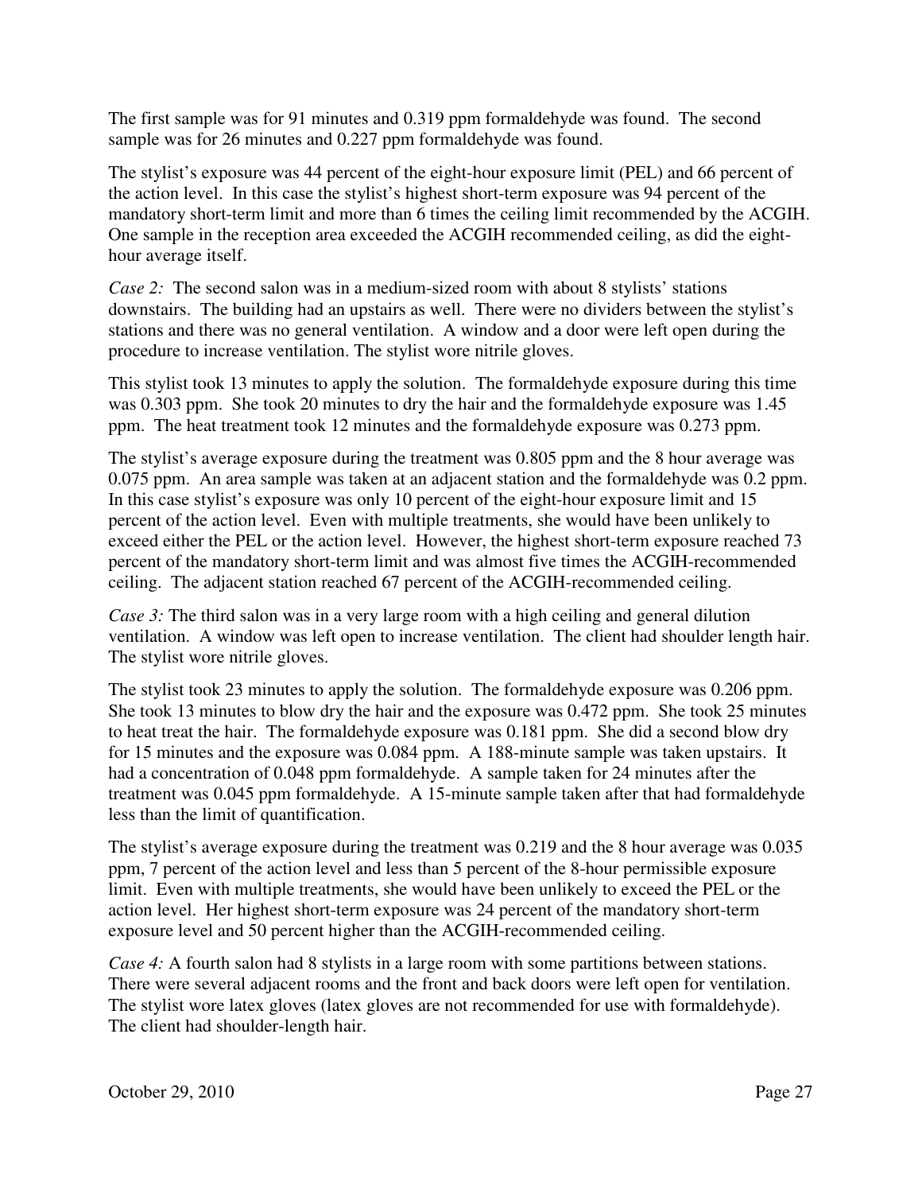The first sample was for 91 minutes and 0.319 ppm formaldehyde was found. The second sample was for 26 minutes and 0.227 ppm formaldehyde was found.

The stylist's exposure was 44 percent of the eight-hour exposure limit (PEL) and 66 percent of the action level. In this case the stylist's highest short-term exposure was 94 percent of the mandatory short-term limit and more than 6 times the ceiling limit recommended by the ACGIH. One sample in the reception area exceeded the ACGIH recommended ceiling, as did the eight-hour average itself.

*Case 2:* The second salon was in a medium-sized room with about 8 stylists' stations downstairs. The building had an upstairs as well. There were no dividers between the stylist's stations and there was no general ventilation. A window and a door were left open during the procedure to increase ventilation. The stylist wore nitrile gloves.

This stylist took 13 minutes to apply the solution. The formaldehyde exposure during this time was 0.303 ppm. She took 20 minutes to dry the hair and the formaldehyde exposure was 1.45 ppm. The heat treatment took 12 minutes and the formaldehyde exposure was 0.273 ppm.

The stylist's average exposure during the treatment was 0.805 ppm and the 8 hour average was 0.075 ppm. An area sample was taken at an adjacent station and the formaldehyde was 0.2 ppm. In this case stylist's exposure was only 10 percent of the eight-hour exposure limit and 15 percent of the action level. Even with multiple treatments, she would have been unlikely to exceed either the PEL or the action level. However, the highest short-term exposure reached 73 percent of the mandatory short-term limit and was almost five times the ACGIH-recommended ceiling. The adjacent station reached 67 percent of the ACGIH-recommended ceiling.

*Case 3:* The third salon was in a very large room with a high ceiling and general dilution ventilation. A window was left open to increase ventilation. The client had shoulder length hair. The stylist wore nitrile gloves.

The stylist took 23 minutes to apply the solution. The formaldehyde exposure was 0.206 ppm. She took 13 minutes to blow dry the hair and the exposure was 0.472 ppm. She took 25 minutes to heat treat the hair. The formaldehyde exposure was 0.181 ppm. She did a second blow dry for 15 minutes and the exposure was 0.084 ppm. A 188-minute sample was taken upstairs. It had a concentration of 0.048 ppm formaldehyde. A sample taken for 24 minutes after the treatment was 0.045 ppm formaldehyde. A 15-minute sample taken after that had formaldehyde less than the limit of quantification.

The stylist's average exposure during the treatment was 0.219 and the 8 hour average was 0.035 ppm, 7 percent of the action level and less than 5 percent of the 8-hour permissible exposure limit. Even with multiple treatments, she would have been unlikely to exceed the PEL or the action level. Her highest short-term exposure was 24 percent of the mandatory short-term exposure level and 50 percent higher than the ACGIH-recommended ceiling.

*Case 4:* A fourth salon had 8 stylists in a large room with some partitions between stations. There were several adjacent rooms and the front and back doors were left open for ventilation. The stylist wore latex gloves (latex gloves are not recommended for use with formaldehyde). The client had shoulder-length hair.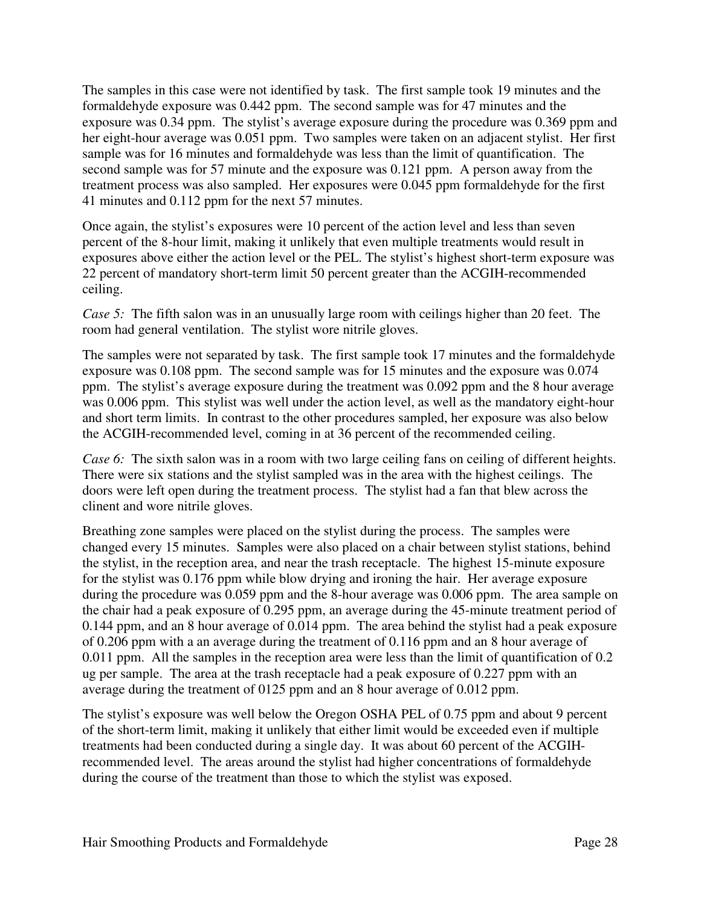The samples in this case were not identified by task. The first sample took 19 minutes and the formaldehyde exposure was 0.442 ppm. The second sample was for 47 minutes and the exposure was 0.34 ppm. The stylist's average exposure during the procedure was 0.369 ppm and her eight-hour average was 0.051 ppm. Two samples were taken on an adjacent stylist. Her first sample was for 16 minutes and formaldehyde was less than the limit of quantification. The second sample was for 57 minute and the exposure was 0.121 ppm. A person away from the treatment process was also sampled. Her exposures were 0.045 ppm formaldehyde for the first 41 minutes and 0.112 ppm for the next 57 minutes.

Once again, the stylist's exposures were 10 percent of the action level and less than seven percent of the 8-hour limit, making it unlikely that even multiple treatments would result in exposures above either the action level or the PEL. The stylist's highest short-term exposure was 22 percent of mandatory short-term limit 50 percent greater than the ACGIH-recommended ceiling.

*Case 5:* The fifth salon was in an unusually large room with ceilings higher than 20 feet. The room had general ventilation. The stylist wore nitrile gloves.

The samples were not separated by task. The first sample took 17 minutes and the formaldehyde exposure was 0.108 ppm. The second sample was for 15 minutes and the exposure was 0.074 ppm. The stylist's average exposure during the treatment was 0.092 ppm and the 8 hour average was 0.006 ppm. This stylist was well under the action level, as well as the mandatory eight-hour and short term limits. In contrast to the other procedures sampled, her exposure was also below the ACGIH-recommended level, coming in at 36 percent of the recommended ceiling.

*Case 6:* The sixth salon was in a room with two large ceiling fans on ceiling of different heights. There were six stations and the stylist sampled was in the area with the highest ceilings. The doors were left open during the treatment process. The stylist had a fan that blew across the clinent and wore nitrile gloves.

Breathing zone samples were placed on the stylist during the process. The samples were changed every 15 minutes. Samples were also placed on a chair between stylist stations, behind the stylist, in the reception area, and near the trash receptacle. The highest 15-minute exposure for the stylist was 0.176 ppm while blow drying and ironing the hair. Her average exposure during the procedure was 0.059 ppm and the 8-hour average was 0.006 ppm. The area sample on the chair had a peak exposure of 0.295 ppm, an average during the 45-minute treatment period of 0.144 ppm, and an 8 hour average of 0.014 ppm. The area behind the stylist had a peak exposure of 0.206 ppm with a an average during the treatment of 0.116 ppm and an 8 hour average of 0.011 ppm. All the samples in the reception area were less than the limit of quantification of 0.2 ug per sample. The area at the trash receptacle had a peak exposure of 0.227 ppm with an average during the treatment of 0125 ppm and an 8 hour average of 0.012 ppm.

The stylist's exposure was well below the Oregon OSHA PEL of 0.75 ppm and about 9 percent of the short-term limit, making it unlikely that either limit would be exceeded even if multiple treatments had been conducted during a single day. It was about 60 percent of the ACGIH-recommended level. The areas around the stylist had higher concentrations of formaldehyde during the course of the treatment than those to which the stylist was exposed.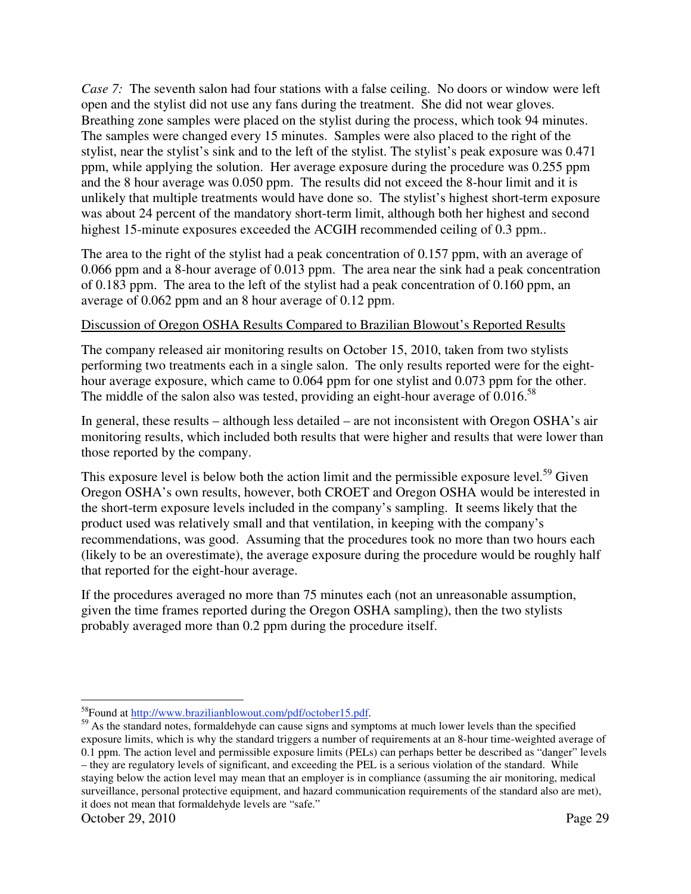*Case 7:* The seventh salon had four stations with a false ceiling. No doors or window were left open and the stylist did not use any fans during the treatment. She did not wear gloves. Breathing zone samples were placed on the stylist during the process, which took 94 minutes. The samples were changed every 15 minutes. Samples were also placed to the right of the stylist, near the stylist's sink and to the left of the stylist. The stylist's peak exposure was 0.471 ppm, while applying the solution. Her average exposure during the procedure was 0.255 ppm and the 8 hour average was 0.050 ppm. The results did not exceed the 8-hour limit and it is unlikely that multiple treatments would have done so. The stylist's highest short-term exposure was about 24 percent of the mandatory short-term limit, although both her highest and second highest 15-minute exposures exceeded the ACGIH recommended ceiling of 0.3 ppm..

The area to the right of the stylist had a peak concentration of 0.157 ppm, with an average of 0.066 ppm and a 8-hour average of 0.013 ppm. The area near the sink had a peak concentration of 0.183 ppm. The area to the left of the stylist had a peak concentration of 0.160 ppm, an average of 0.062 ppm and an 8 hour average of 0.12 ppm.

<u>Discussion of Oregon OSHA Results Compared to Brazilian Blowout's Reported Results</u>

The company released air monitoring results on October 15, 2010, taken from two stylists performing two treatments each in a single salon. The only results reported were for the eight-hour average exposure, which came to 0.064 ppm for one stylist and 0.073 ppm for the other. The middle of the salon also was tested, providing an eight-hour average of 0.016.[58]

In general, these results – although less detailed – are not inconsistent with Oregon OSHA's air monitoring results, which included both results that were higher and results that were lower than those reported by the company.

This exposure level is below both the action limit and the permissible exposure level.[59] Given Oregon OSHA's own results, however, both CROET and Oregon OSHA would be interested in the short-term exposure levels included in the company's sampling. It seems likely that the product used was relatively small and that ventilation, in keeping with the company's recommendations, was good. Assuming that the procedures took no more than two hours each (likely to be an overestimate), the average exposure during the procedure would be roughly half that reported for the eight-hour average.

If the procedures averaged no more than 75 minutes each (not an unreasonable assumption, given the time frames reported during the Oregon OSHA sampling), then the two stylists probably averaged more than 0.2 ppm during the procedure itself.

---

[58]Found at http://www.brazilianblowout.com/pdf/october15.pdf.

[59] As the standard notes, formaldehyde can cause signs and symptoms at much lower levels than the specified exposure limits, which is why the standard triggers a number of requirements at an 8-hour time-weighted average of 0.1 ppm. The action level and permissible exposure limits (PELs) can perhaps better be described as "danger" levels – they are regulatory levels of significant, and exceeding the PEL is a serious violation of the standard. While staying below the action level may mean that an employer is in compliance (assuming the air monitoring, medical surveillance, personal protective equipment, and hazard communication requirements of the standard also are met), it does not mean that formaldehyde levels are "safe."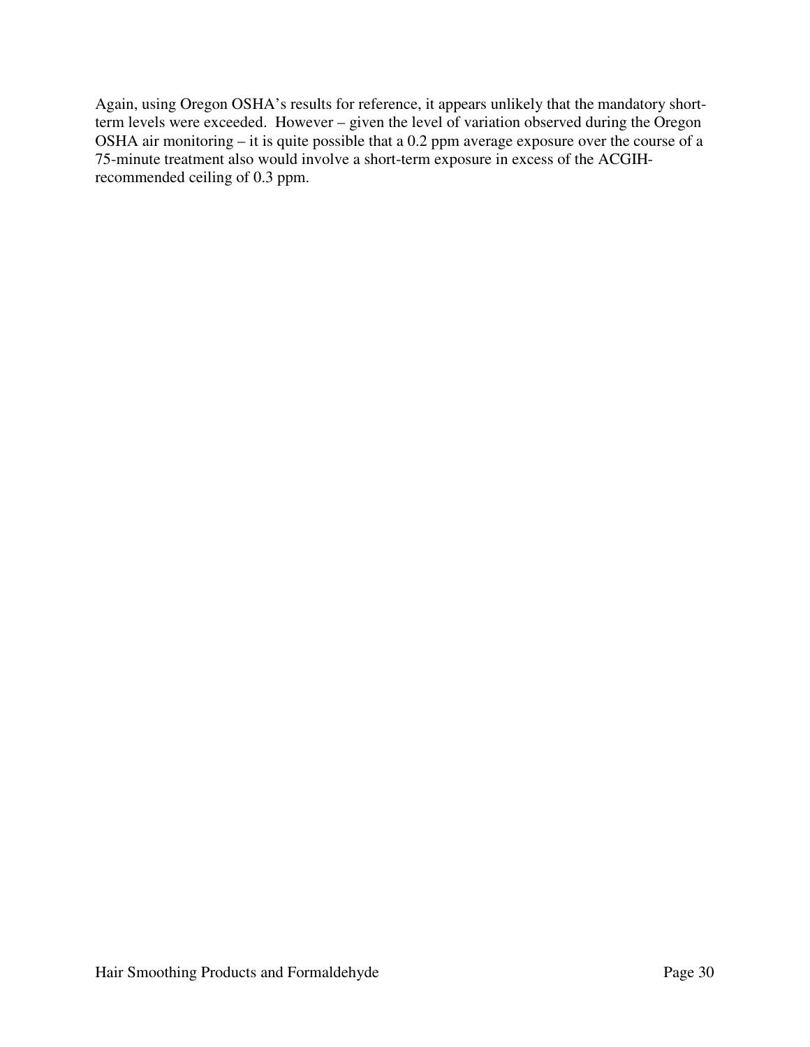Again, using Oregon OSHA's results for reference, it appears unlikely that the mandatory short-term levels were exceeded. However – given the level of variation observed during the Oregon OSHA air monitoring – it is quite possible that a 0.2 ppm average exposure over the course of a 75-minute treatment also would involve a short-term exposure in excess of the ACGIH-recommended ceiling of 0.3 ppm.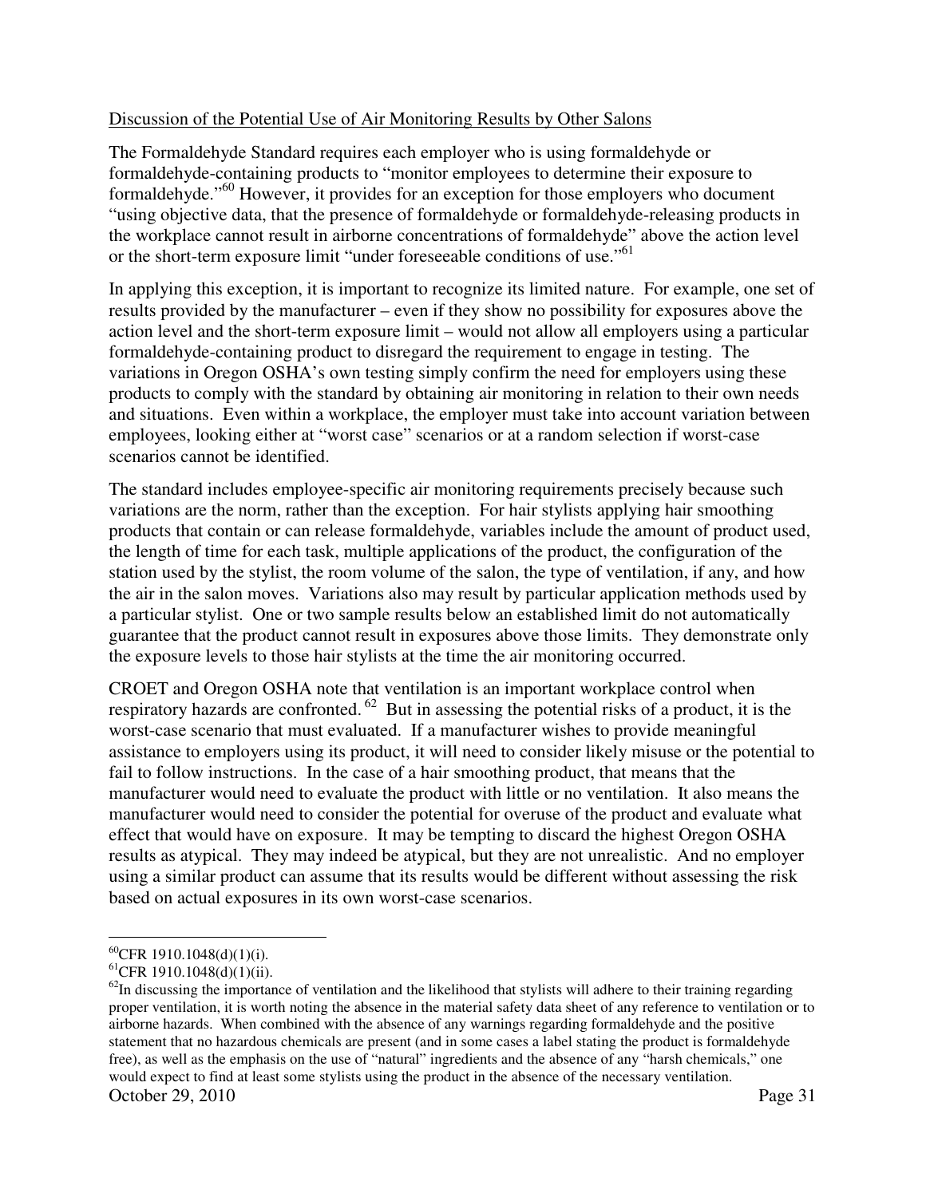Discussion of the Potential Use of Air Monitoring Results by Other Salons

The Formaldehyde Standard requires each employer who is using formaldehyde or formaldehyde-containing products to "monitor employees to determine their exposure to formaldehyde."[60] However, it provides for an exception for those employers who document "using objective data, that the presence of formaldehyde or formaldehyde-releasing products in the workplace cannot result in airborne concentrations of formaldehyde" above the action level or the short-term exposure limit "under foreseeable conditions of use."[61]

In applying this exception, it is important to recognize its limited nature. For example, one set of results provided by the manufacturer – even if they show no possibility for exposures above the action level and the short-term exposure limit – would not allow all employers using a particular formaldehyde-containing product to disregard the requirement to engage in testing. The variations in Oregon OSHA's own testing simply confirm the need for employers using these products to comply with the standard by obtaining air monitoring in relation to their own needs and situations. Even within a workplace, the employer must take into account variation between employees, looking either at "worst case" scenarios or at a random selection if worst-case scenarios cannot be identified.

The standard includes employee-specific air monitoring requirements precisely because such variations are the norm, rather than the exception. For hair stylists applying hair smoothing products that contain or can release formaldehyde, variables include the amount of product used, the length of time for each task, multiple applications of the product, the configuration of the station used by the stylist, the room volume of the salon, the type of ventilation, if any, and how the air in the salon moves. Variations also may result by particular application methods used by a particular stylist. One or two sample results below an established limit do not automatically guarantee that the product cannot result in exposures above those limits. They demonstrate only the exposure levels to those hair stylists at the time the air monitoring occurred.

CROET and Oregon OSHA note that ventilation is an important workplace control when respiratory hazards are confronted.[62] But in assessing the potential risks of a product, it is the worst-case scenario that must evaluated. If a manufacturer wishes to provide meaningful assistance to employers using its product, it will need to consider likely misuse or the potential to fail to follow instructions. In the case of a hair smoothing product, that means that the manufacturer would need to evaluate the product with little or no ventilation. It also means the manufacturer would need to consider the potential for overuse of the product and evaluate what effect that would have on exposure. It may be tempting to discard the highest Oregon OSHA results as atypical. They may indeed be atypical, but they are not unrealistic. And no employer using a similar product can assume that its results would be different without assessing the risk based on actual exposures in its own worst-case scenarios.

---

[60] CFR 1910.1048(d)(1)(i).

[61] CFR 1910.1048(d)(1)(ii).

[62] In discussing the importance of ventilation and the likelihood that stylists will adhere to their training regarding proper ventilation, it is worth noting the absence in the material safety data sheet of any reference to ventilation or to airborne hazards. When combined with the absence of any warnings regarding formaldehyde and the positive statement that no hazardous chemicals are present (and in some cases a label stating the product is formaldehyde free), as well as the emphasis on the use of "natural" ingredients and the absence of any "harsh chemicals," one would expect to find at least some stylists using the product in the absence of the necessary ventilation.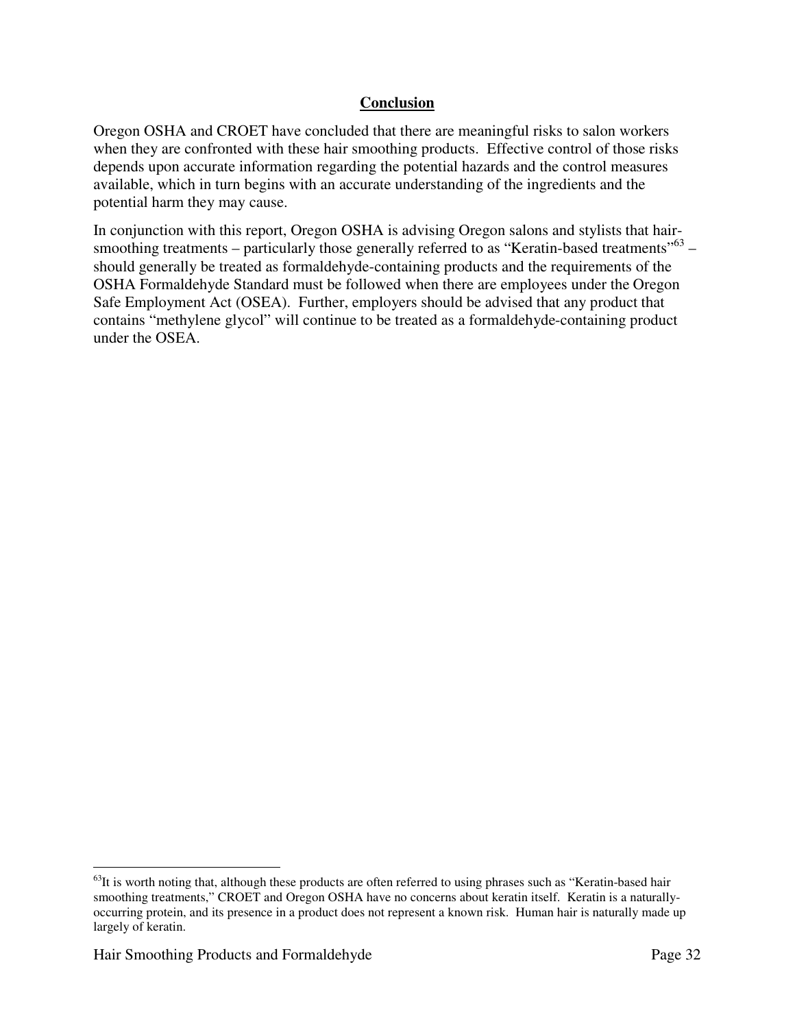## Conclusion

Oregon OSHA and CROET have concluded that there are meaningful risks to salon workers when they are confronted with these hair smoothing products. Effective control of those risks depends upon accurate information regarding the potential hazards and the control measures available, which in turn begins with an accurate understanding of the ingredients and the potential harm they may cause.

In conjunction with this report, Oregon OSHA is advising Oregon salons and stylists that hair-smoothing treatments – particularly those generally referred to as "Keratin-based treatments"[63] – should generally be treated as formaldehyde-containing products and the requirements of the OSHA Formaldehyde Standard must be followed when there are employees under the Oregon Safe Employment Act (OSEA). Further, employers should be advised that any product that contains "methylene glycol" will continue to be treated as a formaldehyde-containing product under the OSEA.

---

[63] It is worth noting that, although these products are often referred to using phrases such as "Keratin-based hair smoothing treatments," CROET and Oregon OSHA have no concerns about keratin itself. Keratin is a naturally-occurring protein, and its presence in a product does not represent a known risk. Human hair is naturally made up largely of keratin.